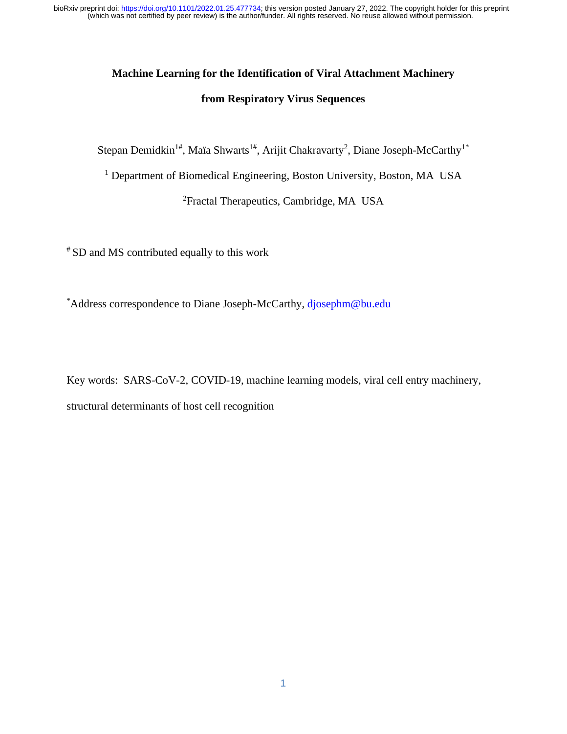# Machine Learning for the Identification of Viral Attachment Machinery from Respiratory Virus Sequences

Stepan Demidkin[1#], Maïa Shwarts[1#], Arijit Chakravarty[2], Diane Joseph-McCarthy[1*]

[1] Department of Biomedical Engineering, Boston University, Boston, MA USA

[2] Fractal Therapeutics, Cambridge, MA USA

[#] SD and MS contributed equally to this work

[*] Address correspondence to Diane Joseph-McCarthy, djosephm@bu.edu

Key words: SARS-CoV-2, COVID-19, machine learning models, viral cell entry machinery, structural determinants of host cell recognition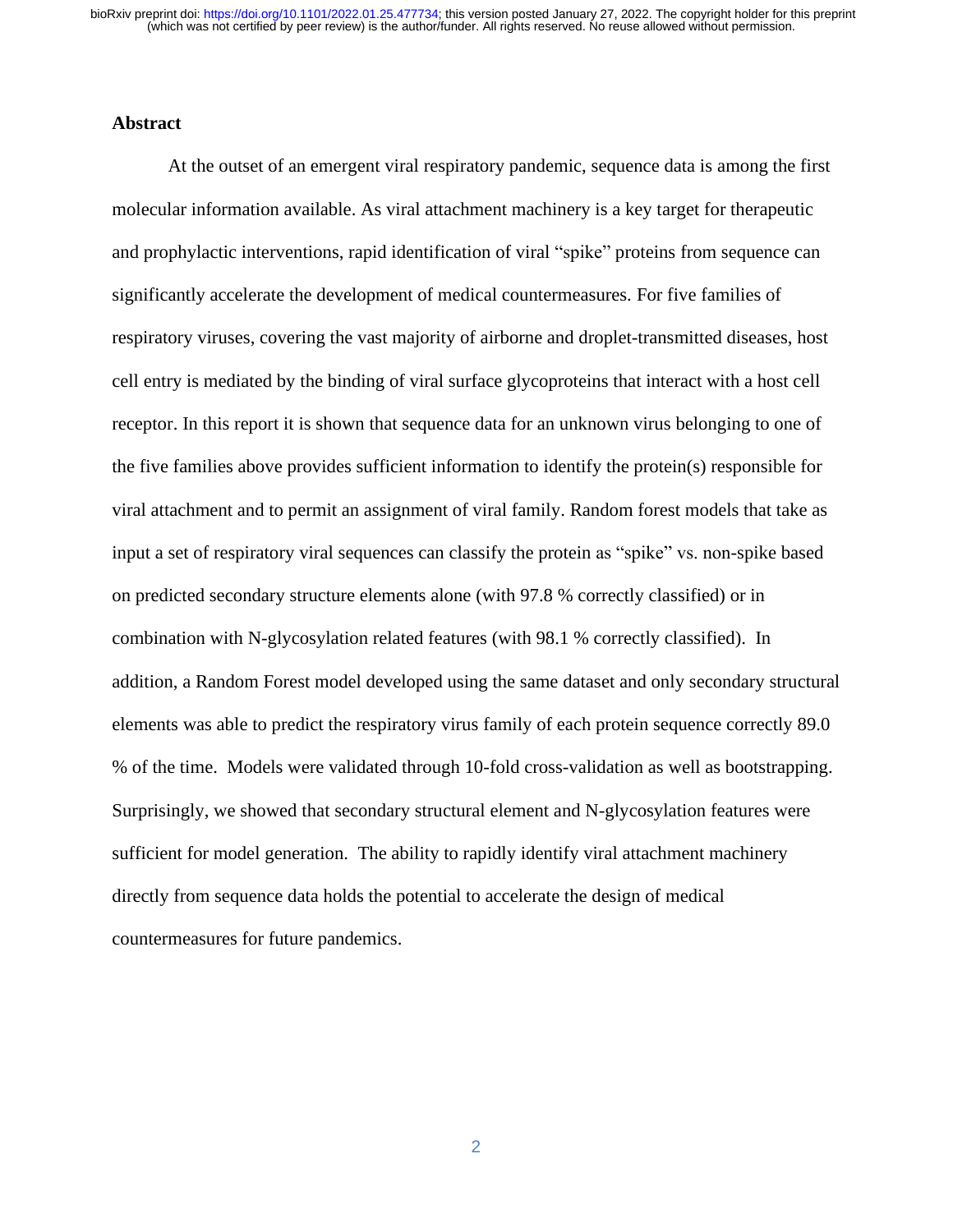## Abstract

At the outset of an emergent viral respiratory pandemic, sequence data is among the first molecular information available. As viral attachment machinery is a key target for therapeutic and prophylactic interventions, rapid identification of viral "spike" proteins from sequence can significantly accelerate the development of medical countermeasures. For five families of respiratory viruses, covering the vast majority of airborne and droplet-transmitted diseases, host cell entry is mediated by the binding of viral surface glycoproteins that interact with a host cell receptor. In this report it is shown that sequence data for an unknown virus belonging to one of the five families above provides sufficient information to identify the protein(s) responsible for viral attachment and to permit an assignment of viral family. Random forest models that take as input a set of respiratory viral sequences can classify the protein as "spike" vs. non-spike based on predicted secondary structure elements alone (with 97.8 % correctly classified) or in combination with N-glycosylation related features (with 98.1 % correctly classified). In addition, a Random Forest model developed using the same dataset and only secondary structural elements was able to predict the respiratory virus family of each protein sequence correctly 89.0 % of the time. Models were validated through 10-fold cross-validation as well as bootstrapping. Surprisingly, we showed that secondary structural element and N-glycosylation features were sufficient for model generation. The ability to rapidly identify viral attachment machinery directly from sequence data holds the potential to accelerate the design of medical countermeasures for future pandemics.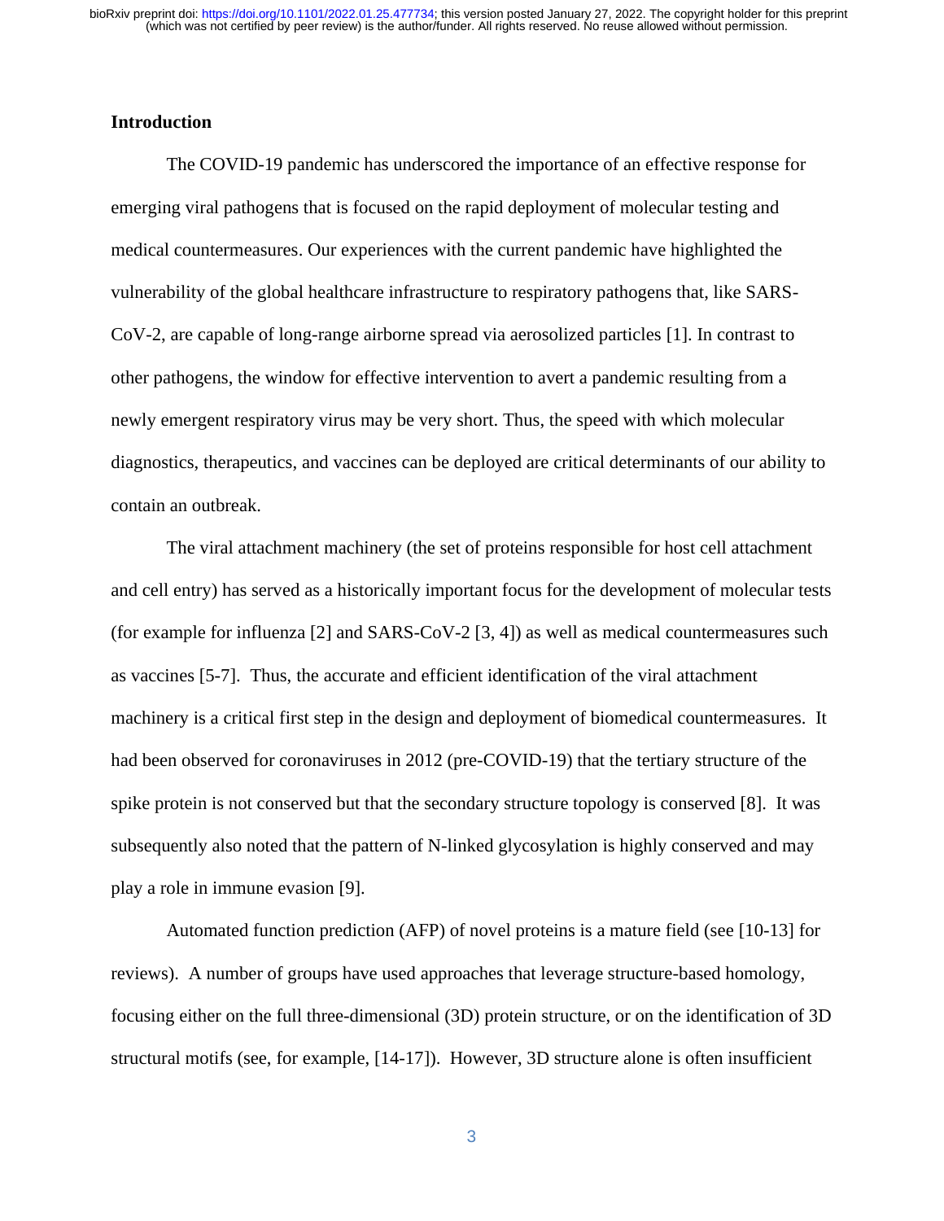## Introduction

The COVID-19 pandemic has underscored the importance of an effective response for emerging viral pathogens that is focused on the rapid deployment of molecular testing and medical countermeasures. Our experiences with the current pandemic have highlighted the vulnerability of the global healthcare infrastructure to respiratory pathogens that, like SARS-CoV-2, are capable of long-range airborne spread via aerosolized particles [1]. In contrast to other pathogens, the window for effective intervention to avert a pandemic resulting from a newly emergent respiratory virus may be very short. Thus, the speed with which molecular diagnostics, therapeutics, and vaccines can be deployed are critical determinants of our ability to contain an outbreak.

The viral attachment machinery (the set of proteins responsible for host cell attachment and cell entry) has served as a historically important focus for the development of molecular tests (for example for influenza [2] and SARS-CoV-2 [3, 4]) as well as medical countermeasures such as vaccines [5-7]. Thus, the accurate and efficient identification of the viral attachment machinery is a critical first step in the design and deployment of biomedical countermeasures. It had been observed for coronaviruses in 2012 (pre-COVID-19) that the tertiary structure of the spike protein is not conserved but that the secondary structure topology is conserved [8]. It was subsequently also noted that the pattern of N-linked glycosylation is highly conserved and may play a role in immune evasion [9].

Automated function prediction (AFP) of novel proteins is a mature field (see [10-13] for reviews). A number of groups have used approaches that leverage structure-based homology, focusing either on the full three-dimensional (3D) protein structure, or on the identification of 3D structural motifs (see, for example, [14-17]). However, 3D structure alone is often insufficient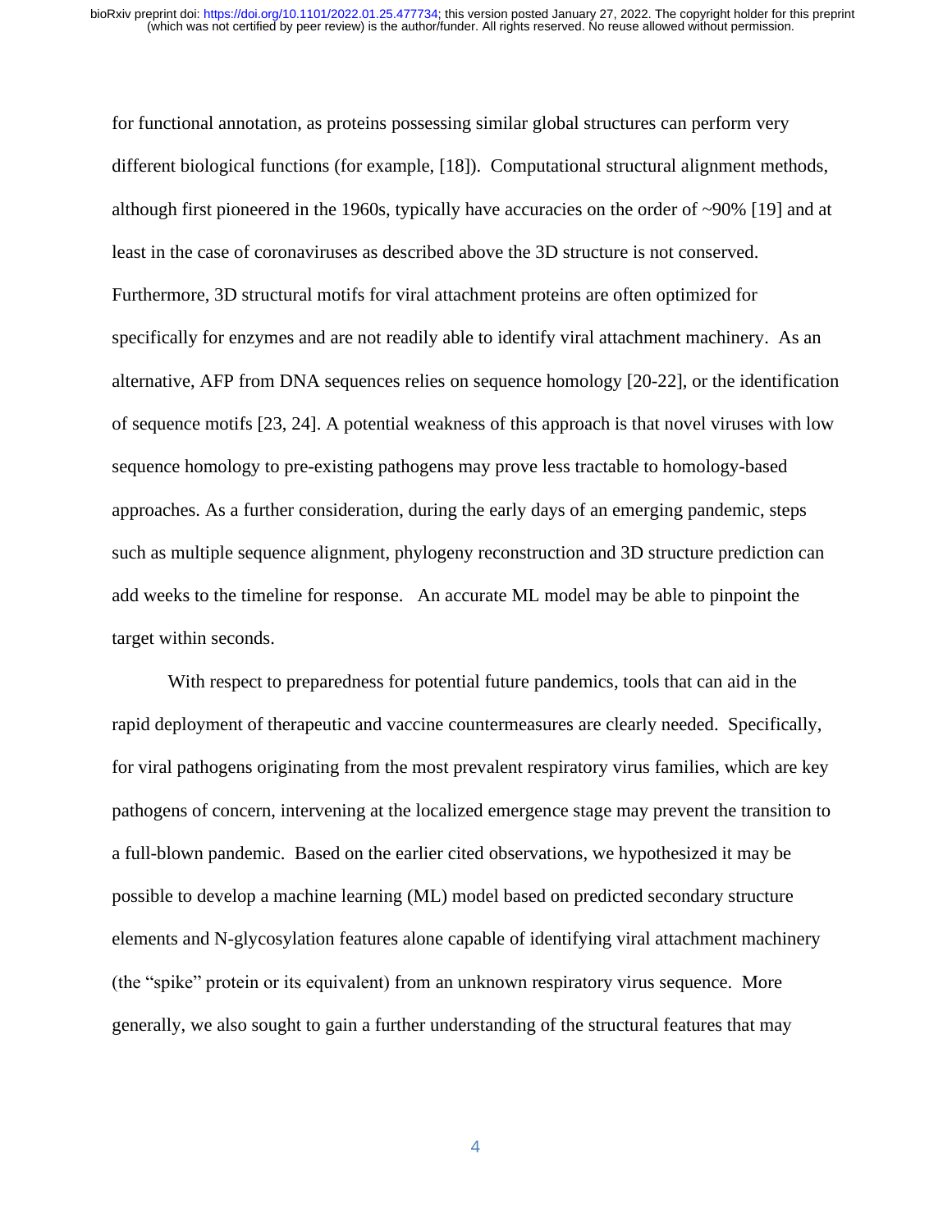for functional annotation, as proteins possessing similar global structures can perform very different biological functions (for example, [18]). Computational structural alignment methods, although first pioneered in the 1960s, typically have accuracies on the order of ~90% [19] and at least in the case of coronaviruses as described above the 3D structure is not conserved. Furthermore, 3D structural motifs for viral attachment proteins are often optimized for specifically for enzymes and are not readily able to identify viral attachment machinery. As an alternative, AFP from DNA sequences relies on sequence homology [20-22], or the identification of sequence motifs [23, 24]. A potential weakness of this approach is that novel viruses with low sequence homology to pre-existing pathogens may prove less tractable to homology-based approaches. As a further consideration, during the early days of an emerging pandemic, steps such as multiple sequence alignment, phylogeny reconstruction and 3D structure prediction can add weeks to the timeline for response. An accurate ML model may be able to pinpoint the target within seconds.

With respect to preparedness for potential future pandemics, tools that can aid in the rapid deployment of therapeutic and vaccine countermeasures are clearly needed. Specifically, for viral pathogens originating from the most prevalent respiratory virus families, which are key pathogens of concern, intervening at the localized emergence stage may prevent the transition to a full-blown pandemic. Based on the earlier cited observations, we hypothesized it may be possible to develop a machine learning (ML) model based on predicted secondary structure elements and N-glycosylation features alone capable of identifying viral attachment machinery (the "spike" protein or its equivalent) from an unknown respiratory virus sequence. More generally, we also sought to gain a further understanding of the structural features that may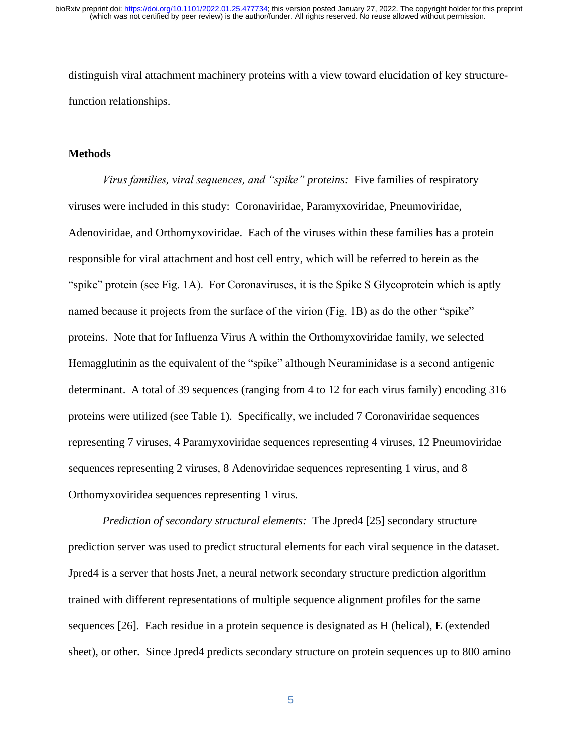distinguish viral attachment machinery proteins with a view toward elucidation of key structure-function relationships.

## Methods

*Virus families, viral sequences, and "spike" proteins:* Five families of respiratory viruses were included in this study: Coronaviridae, Paramyxoviridae, Pneumoviridae, Adenoviridae, and Orthomyxoviridae. Each of the viruses within these families has a protein responsible for viral attachment and host cell entry, which will be referred to herein as the "spike" protein (see Fig. 1A). For Coronaviruses, it is the Spike S Glycoprotein which is aptly named because it projects from the surface of the virion (Fig. 1B) as do the other "spike" proteins. Note that for Influenza Virus A within the Orthomyxoviridae family, we selected Hemagglutinin as the equivalent of the "spike" although Neuraminidase is a second antigenic determinant. A total of 39 sequences (ranging from 4 to 12 for each virus family) encoding 316 proteins were utilized (see Table 1). Specifically, we included 7 Coronaviridae sequences representing 7 viruses, 4 Paramyxoviridae sequences representing 4 viruses, 12 Pneumoviridae sequences representing 2 viruses, 8 Adenoviridae sequences representing 1 virus, and 8 Orthomyxoviridea sequences representing 1 virus.

*Prediction of secondary structural elements:* The Jpred4 [25] secondary structure prediction server was used to predict structural elements for each viral sequence in the dataset. Jpred4 is a server that hosts Jnet, a neural network secondary structure prediction algorithm trained with different representations of multiple sequence alignment profiles for the same sequences [26]. Each residue in a protein sequence is designated as H (helical), E (extended sheet), or other. Since Jpred4 predicts secondary structure on protein sequences up to 800 amino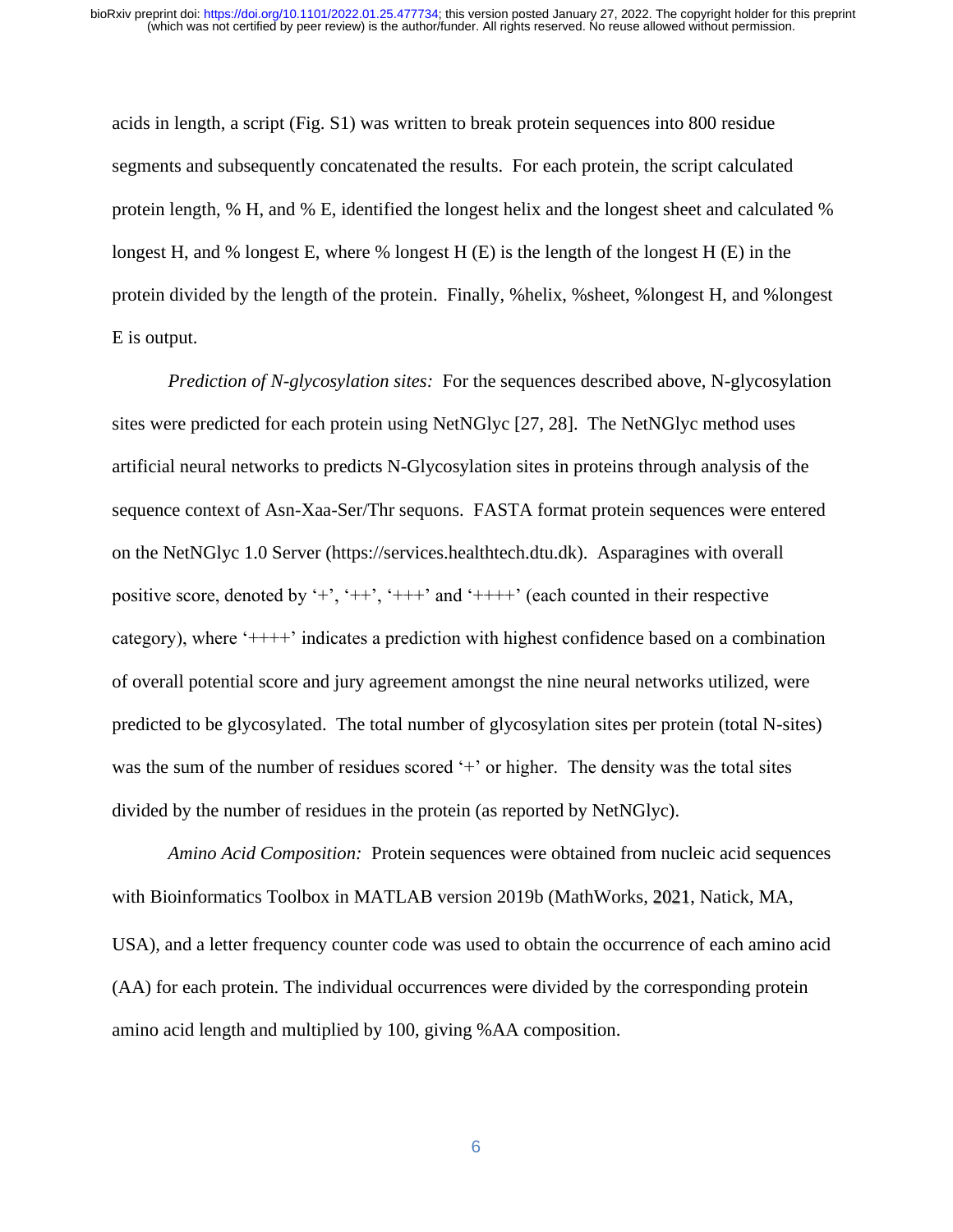acids in length, a script (Fig. S1) was written to break protein sequences into 800 residue segments and subsequently concatenated the results. For each protein, the script calculated protein length, % H, and % E, identified the longest helix and the longest sheet and calculated % longest H, and % longest E, where % longest H (E) is the length of the longest H (E) in the protein divided by the length of the protein. Finally, %helix, %sheet, %longest H, and %longest E is output.

*Prediction of N-glycosylation sites:* For the sequences described above, N-glycosylation sites were predicted for each protein using NetNGlyc [27, 28]. The NetNGlyc method uses artificial neural networks to predicts N-Glycosylation sites in proteins through analysis of the sequence context of Asn-Xaa-Ser/Thr sequons. FASTA format protein sequences were entered on the NetNGlyc 1.0 Server (https://services.healthtech.dtu.dk). Asparagines with overall positive score, denoted by '+', '++', '+++' and '++++' (each counted in their respective category), where '++++' indicates a prediction with highest confidence based on a combination of overall potential score and jury agreement amongst the nine neural networks utilized, were predicted to be glycosylated. The total number of glycosylation sites per protein (total N-sites) was the sum of the number of residues scored '+' or higher. The density was the total sites divided by the number of residues in the protein (as reported by NetNGlyc).

*Amino Acid Composition:* Protein sequences were obtained from nucleic acid sequences with Bioinformatics Toolbox in MATLAB version 2019b (MathWorks, 2021, Natick, MA, USA), and a letter frequency counter code was used to obtain the occurrence of each amino acid (AA) for each protein. The individual occurrences were divided by the corresponding protein amino acid length and multiplied by 100, giving %AA composition.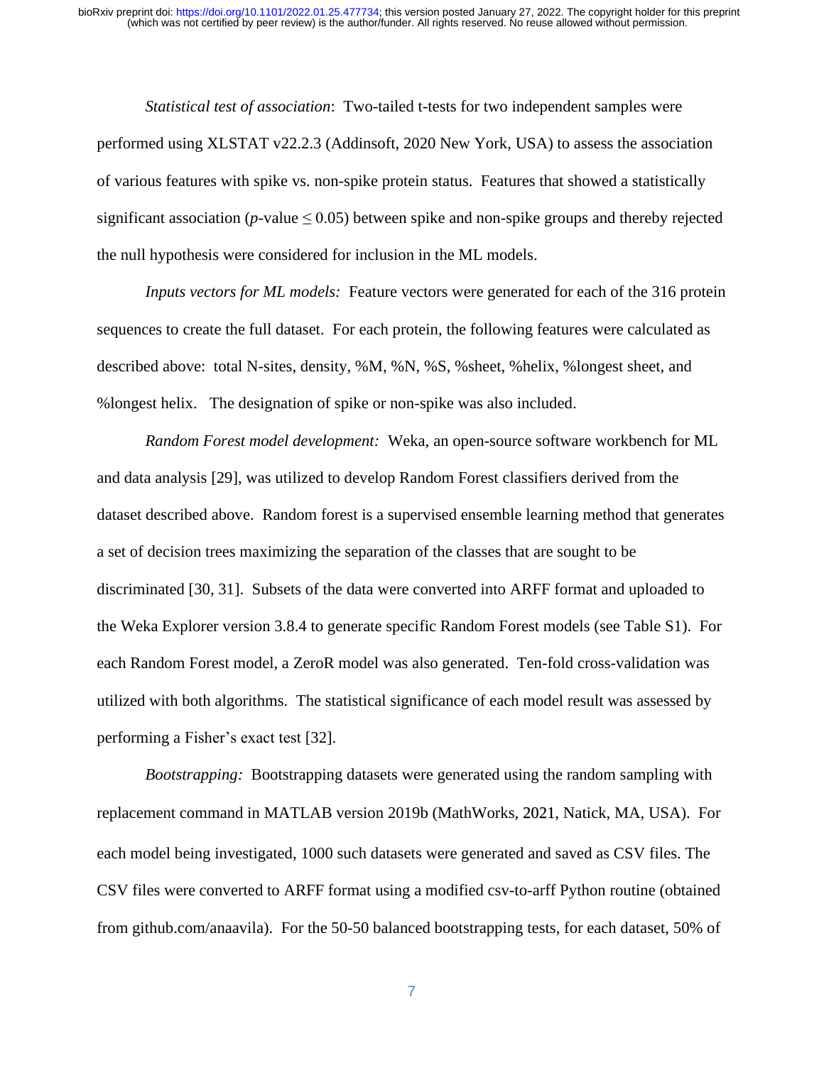*Statistical test of association*: Two-tailed t-tests for two independent samples were performed using XLSTAT v22.2.3 (Addinsoft, 2020 New York, USA) to assess the association of various features with spike vs. non-spike protein status. Features that showed a statistically significant association ($p$-value $\leq 0.05$) between spike and non-spike groups and thereby rejected the null hypothesis were considered for inclusion in the ML models.

*Inputs vectors for ML models:* Feature vectors were generated for each of the 316 protein sequences to create the full dataset. For each protein, the following features were calculated as described above: total N-sites, density, %M, %N, %S, %sheet, %helix, %longest sheet, and %longest helix. The designation of spike or non-spike was also included.

*Random Forest model development:* Weka, an open-source software workbench for ML and data analysis [29], was utilized to develop Random Forest classifiers derived from the dataset described above. Random forest is a supervised ensemble learning method that generates a set of decision trees maximizing the separation of the classes that are sought to be discriminated [30, 31]. Subsets of the data were converted into ARFF format and uploaded to the Weka Explorer version 3.8.4 to generate specific Random Forest models (see Table S1). For each Random Forest model, a ZeroR model was also generated. Ten-fold cross-validation was utilized with both algorithms. The statistical significance of each model result was assessed by performing a Fisher's exact test [32].

*Bootstrapping:* Bootstrapping datasets were generated using the random sampling with replacement command in MATLAB version 2019b (MathWorks, 2021, Natick, MA, USA). For each model being investigated, 1000 such datasets were generated and saved as CSV files. The CSV files were converted to ARFF format using a modified csv-to-arff Python routine (obtained from github.com/anaavila). For the 50-50 balanced bootstrapping tests, for each dataset, 50% of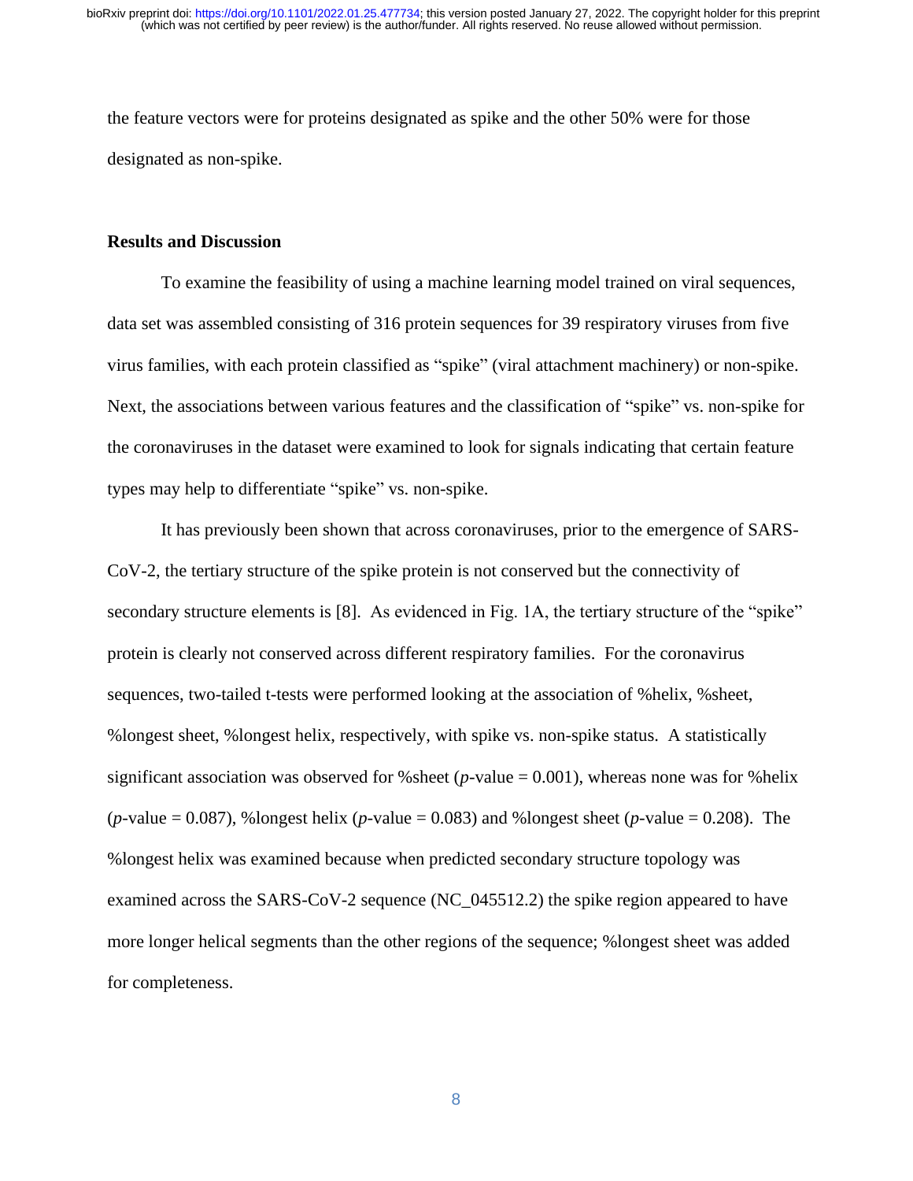the feature vectors were for proteins designated as spike and the other 50% were for those designated as non-spike.

## Results and Discussion

To examine the feasibility of using a machine learning model trained on viral sequences, data set was assembled consisting of 316 protein sequences for 39 respiratory viruses from five virus families, with each protein classified as "spike" (viral attachment machinery) or non-spike. Next, the associations between various features and the classification of "spike" vs. non-spike for the coronaviruses in the dataset were examined to look for signals indicating that certain feature types may help to differentiate "spike" vs. non-spike.

It has previously been shown that across coronaviruses, prior to the emergence of SARS-CoV-2, the tertiary structure of the spike protein is not conserved but the connectivity of secondary structure elements is [8]. As evidenced in Fig. 1A, the tertiary structure of the "spike" protein is clearly not conserved across different respiratory families. For the coronavirus sequences, two-tailed t-tests were performed looking at the association of %helix, %sheet, %longest sheet, %longest helix, respectively, with spike vs. non-spike status. A statistically significant association was observed for %sheet ($p$-value = 0.001), whereas none was for %helix ($p$-value = 0.087), %longest helix ($p$-value = 0.083) and %longest sheet ($p$-value = 0.208). The %longest helix was examined because when predicted secondary structure topology was examined across the SARS-CoV-2 sequence (NC_045512.2) the spike region appeared to have more longer helical segments than the other regions of the sequence; %longest sheet was added for completeness.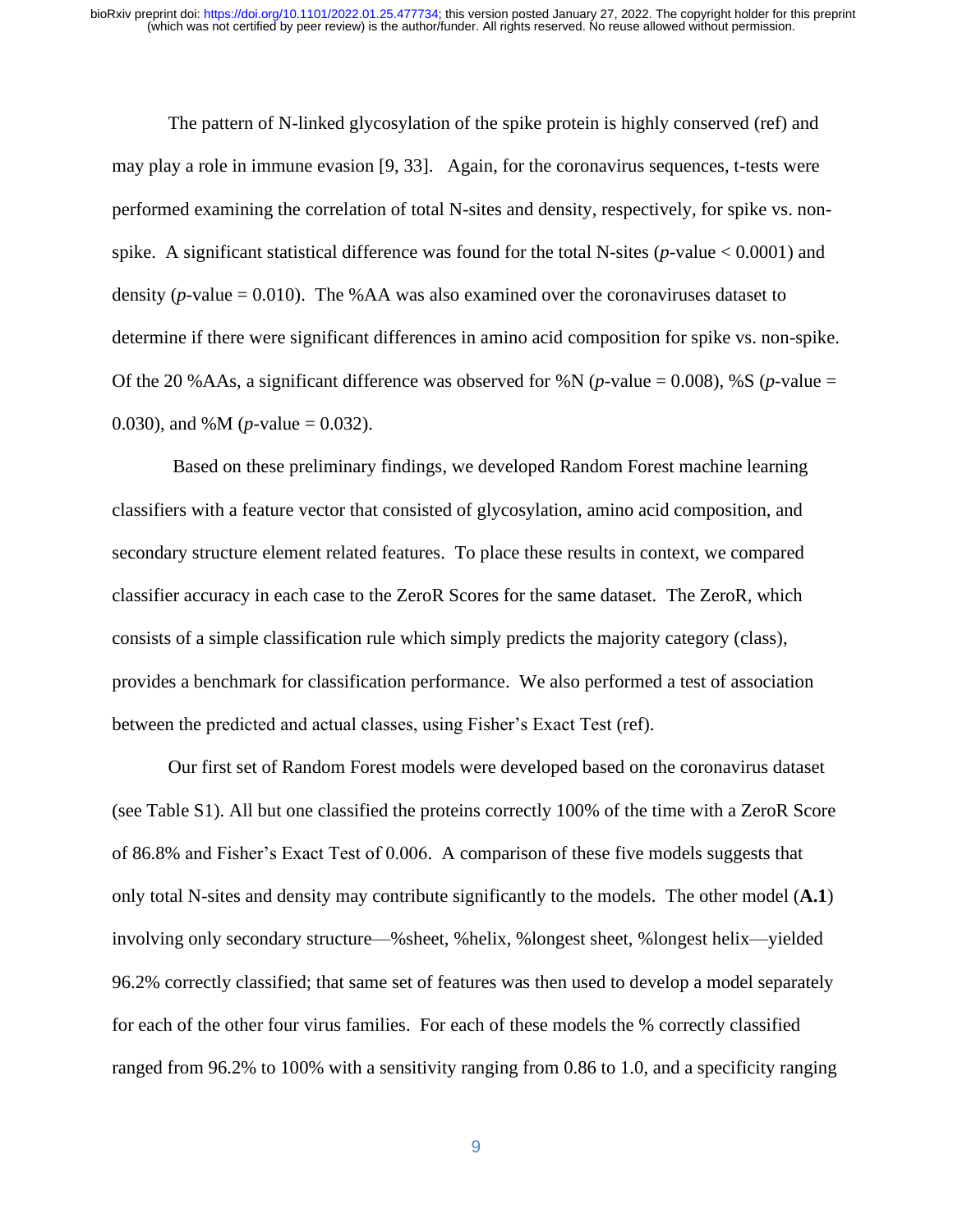The pattern of N-linked glycosylation of the spike protein is highly conserved (ref) and may play a role in immune evasion [9, 33]. Again, for the coronavirus sequences, t-tests were performed examining the correlation of total N-sites and density, respectively, for spike vs. non-spike. A significant statistical difference was found for the total N-sites (*p*-value < 0.0001) and density (*p*-value = 0.010). The %AA was also examined over the coronaviruses dataset to determine if there were significant differences in amino acid composition for spike vs. non-spike. Of the 20 %AAs, a significant difference was observed for %N (*p*-value = 0.008), %S (*p*-value = 0.030), and %M (*p*-value = 0.032).

Based on these preliminary findings, we developed Random Forest machine learning classifiers with a feature vector that consisted of glycosylation, amino acid composition, and secondary structure element related features. To place these results in context, we compared classifier accuracy in each case to the ZeroR Scores for the same dataset. The ZeroR, which consists of a simple classification rule which simply predicts the majority category (class), provides a benchmark for classification performance. We also performed a test of association between the predicted and actual classes, using Fisher's Exact Test (ref).

Our first set of Random Forest models were developed based on the coronavirus dataset (see Table S1). All but one classified the proteins correctly 100% of the time with a ZeroR Score of 86.8% and Fisher's Exact Test of 0.006. A comparison of these five models suggests that only total N-sites and density may contribute significantly to the models. The other model (**A.1**) involving only secondary structure—%sheet, %helix, %longest sheet, %longest helix—yielded 96.2% correctly classified; that same set of features was then used to develop a model separately for each of the other four virus families. For each of these models the % correctly classified ranged from 96.2% to 100% with a sensitivity ranging from 0.86 to 1.0, and a specificity ranging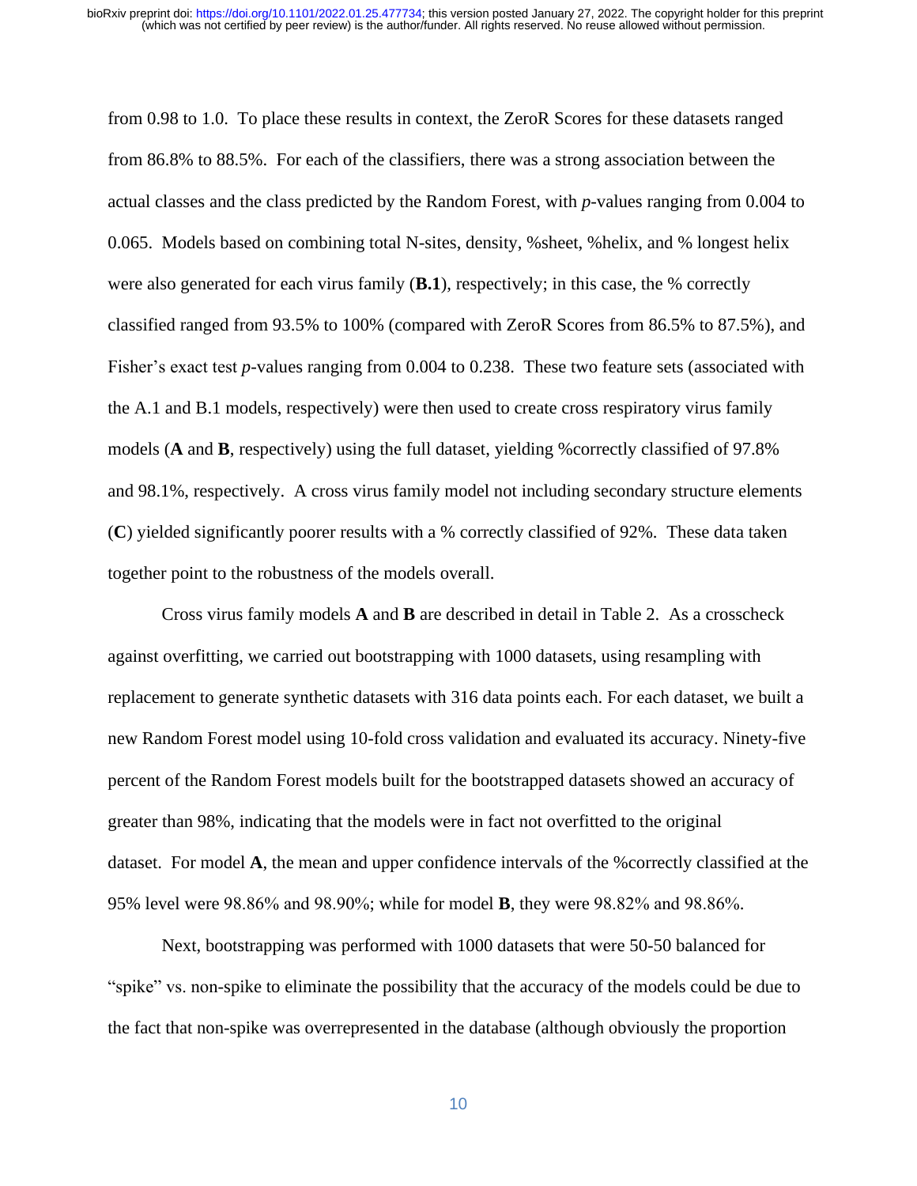from 0.98 to 1.0. To place these results in context, the ZeroR Scores for these datasets ranged from 86.8% to 88.5%. For each of the classifiers, there was a strong association between the actual classes and the class predicted by the Random Forest, with *p*-values ranging from 0.004 to 0.065. Models based on combining total N-sites, density, %sheet, %helix, and % longest helix were also generated for each virus family (**B.1**), respectively; in this case, the % correctly classified ranged from 93.5% to 100% (compared with ZeroR Scores from 86.5% to 87.5%), and Fisher's exact test *p*-values ranging from 0.004 to 0.238. These two feature sets (associated with the A.1 and B.1 models, respectively) were then used to create cross respiratory virus family models (**A** and **B**, respectively) using the full dataset, yielding %correctly classified of 97.8% and 98.1%, respectively. A cross virus family model not including secondary structure elements (**C**) yielded significantly poorer results with a % correctly classified of 92%. These data taken together point to the robustness of the models overall.

Cross virus family models **A** and **B** are described in detail in Table 2. As a crosscheck against overfitting, we carried out bootstrapping with 1000 datasets, using resampling with replacement to generate synthetic datasets with 316 data points each. For each dataset, we built a new Random Forest model using 10-fold cross validation and evaluated its accuracy. Ninety-five percent of the Random Forest models built for the bootstrapped datasets showed an accuracy of greater than 98%, indicating that the models were in fact not overfitted to the original dataset. For model **A**, the mean and upper confidence intervals of the %correctly classified at the 95% level were 98.86% and 98.90%; while for model **B**, they were 98.82% and 98.86%.

Next, bootstrapping was performed with 1000 datasets that were 50-50 balanced for "spike" vs. non-spike to eliminate the possibility that the accuracy of the models could be due to the fact that non-spike was overrepresented in the database (although obviously the proportion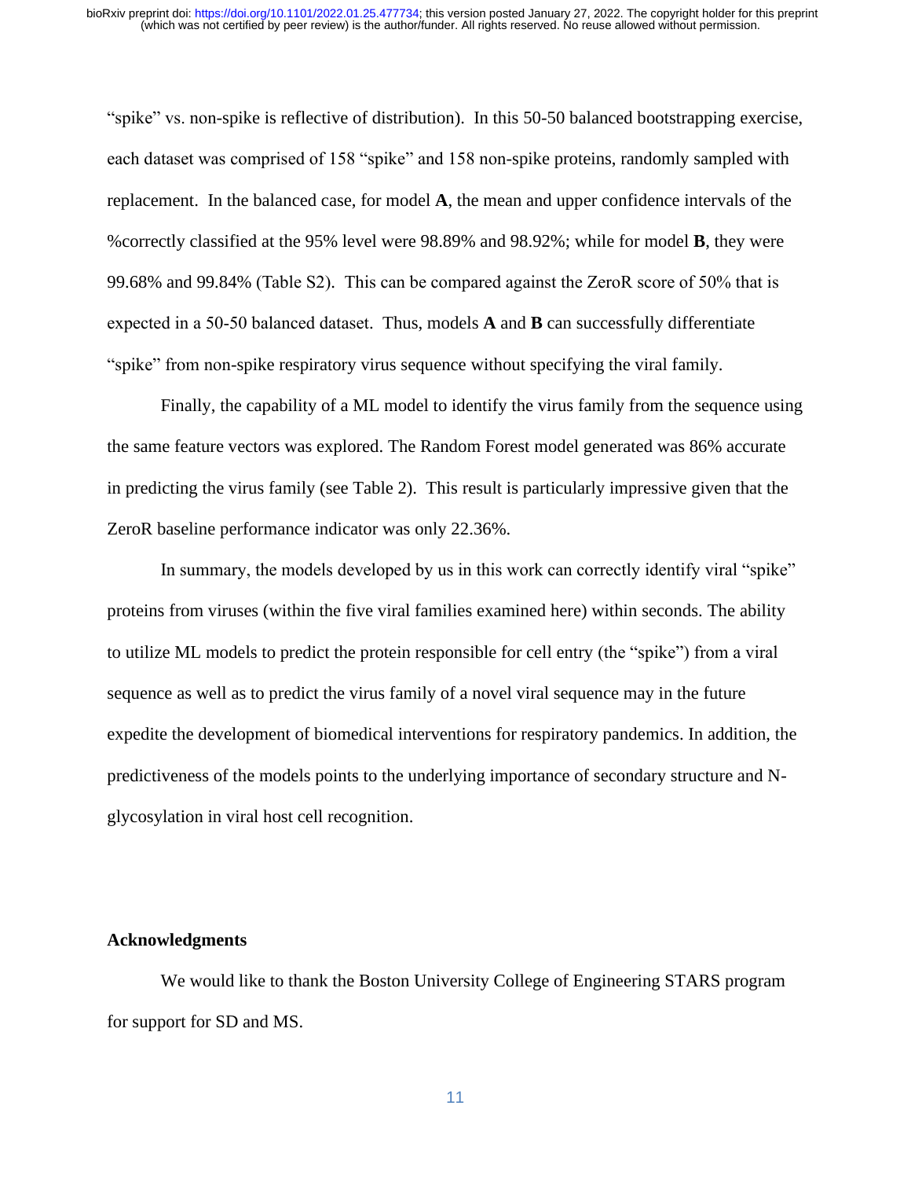"spike" vs. non-spike is reflective of distribution). In this 50-50 balanced bootstrapping exercise, each dataset was comprised of 158 "spike" and 158 non-spike proteins, randomly sampled with replacement. In the balanced case, for model **A**, the mean and upper confidence intervals of the %correctly classified at the 95% level were 98.89% and 98.92%; while for model **B**, they were 99.68% and 99.84% (Table S2). This can be compared against the ZeroR score of 50% that is expected in a 50-50 balanced dataset. Thus, models **A** and **B** can successfully differentiate "spike" from non-spike respiratory virus sequence without specifying the viral family.

Finally, the capability of a ML model to identify the virus family from the sequence using the same feature vectors was explored. The Random Forest model generated was 86% accurate in predicting the virus family (see Table 2). This result is particularly impressive given that the ZeroR baseline performance indicator was only 22.36%.

In summary, the models developed by us in this work can correctly identify viral "spike" proteins from viruses (within the five viral families examined here) within seconds. The ability to utilize ML models to predict the protein responsible for cell entry (the "spike") from a viral sequence as well as to predict the virus family of a novel viral sequence may in the future expedite the development of biomedical interventions for respiratory pandemics. In addition, the predictiveness of the models points to the underlying importance of secondary structure and N-glycosylation in viral host cell recognition.

## Acknowledgments

We would like to thank the Boston University College of Engineering STARS program for support for SD and MS.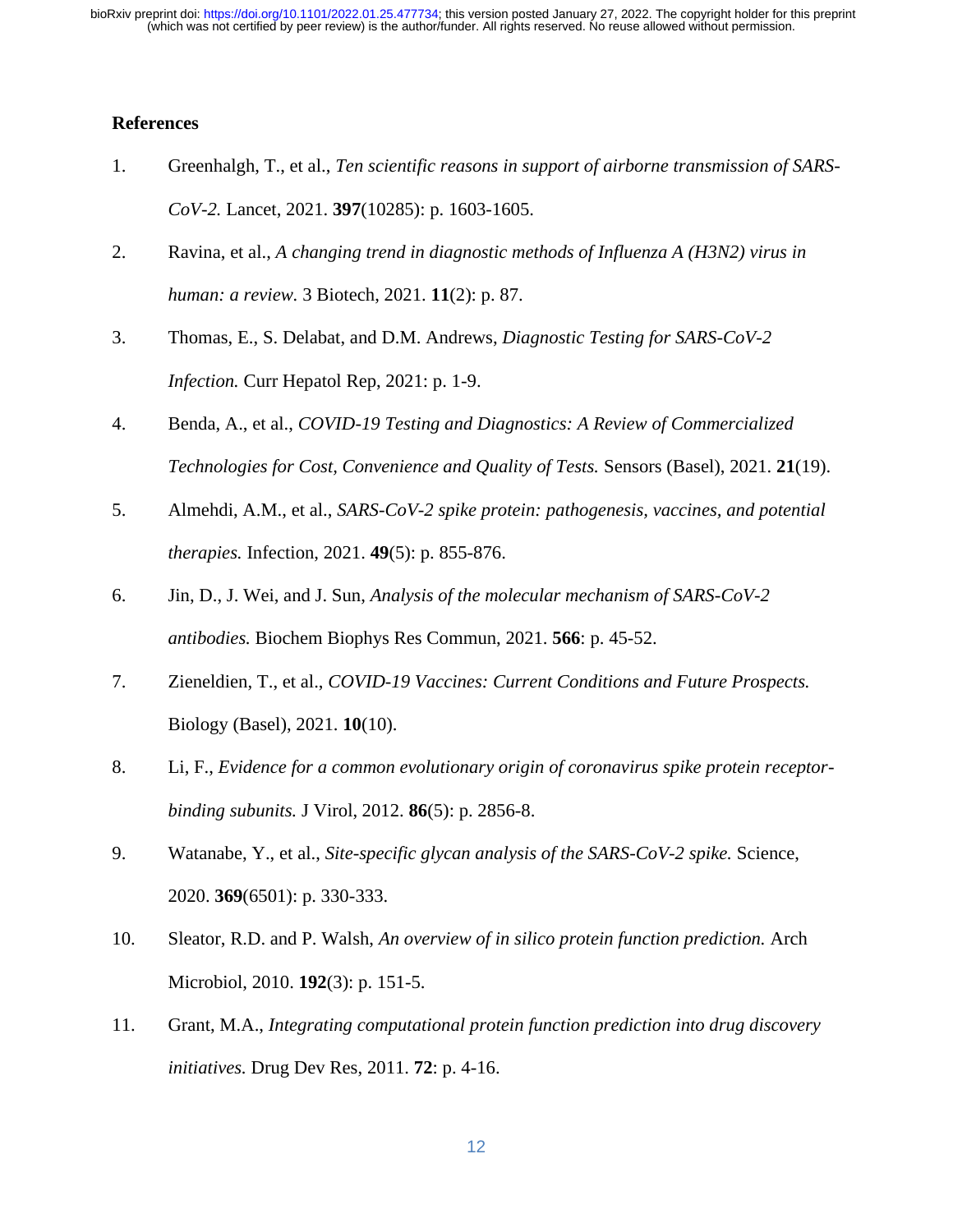## References

1. Greenhalgh, T., et al., *Ten scientific reasons in support of airborne transmission of SARS-CoV-2.* Lancet, 2021. **397**(10285): p. 1603-1605.
2. Ravina, et al., *A changing trend in diagnostic methods of Influenza A (H3N2) virus in human: a review.* 3 Biotech, 2021. **11**(2): p. 87.
3. Thomas, E., S. Delabat, and D.M. Andrews, *Diagnostic Testing for SARS-CoV-2 Infection.* Curr Hepatol Rep, 2021: p. 1-9.
4. Benda, A., et al., *COVID-19 Testing and Diagnostics: A Review of Commercialized Technologies for Cost, Convenience and Quality of Tests.* Sensors (Basel), 2021. **21**(19).
5. Almehdi, A.M., et al., *SARS-CoV-2 spike protein: pathogenesis, vaccines, and potential therapies.* Infection, 2021. **49**(5): p. 855-876.
6. Jin, D., J. Wei, and J. Sun, *Analysis of the molecular mechanism of SARS-CoV-2 antibodies.* Biochem Biophys Res Commun, 2021. **566**: p. 45-52.
7. Zieneldien, T., et al., *COVID-19 Vaccines: Current Conditions and Future Prospects.* Biology (Basel), 2021. **10**(10).
8. Li, F., *Evidence for a common evolutionary origin of coronavirus spike protein receptor-binding subunits.* J Virol, 2012. **86**(5): p. 2856-8.
9. Watanabe, Y., et al., *Site-specific glycan analysis of the SARS-CoV-2 spike.* Science, 2020. **369**(6501): p. 330-333.
10. Sleator, R.D. and P. Walsh, *An overview of in silico protein function prediction.* Arch Microbiol, 2010. **192**(3): p. 151-5.
11. Grant, M.A., *Integrating computational protein function prediction into drug discovery initiatives.* Drug Dev Res, 2011. **72**: p. 4-16.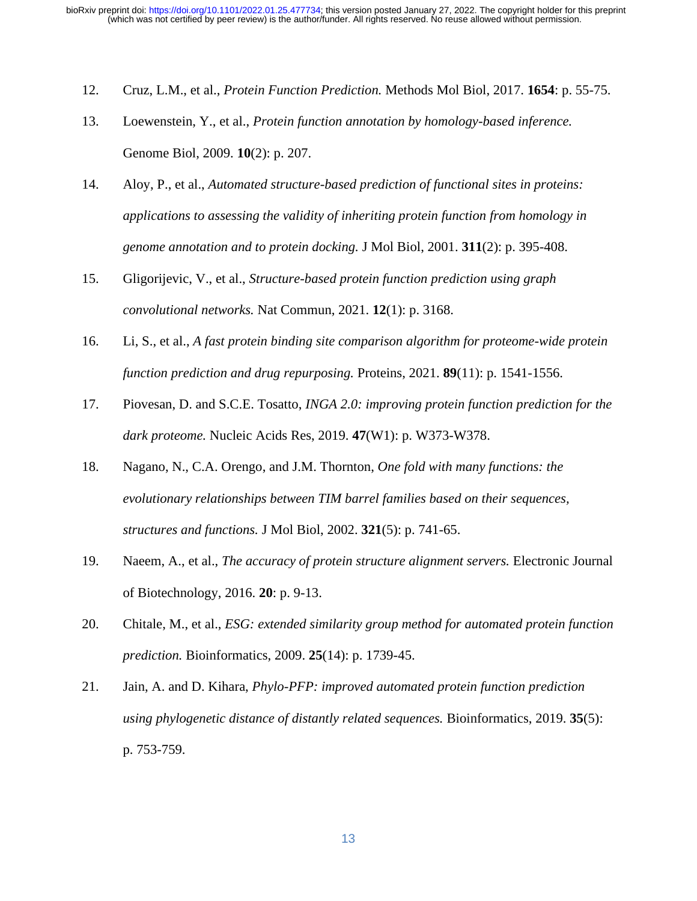12. Cruz, L.M., et al., *Protein Function Prediction.* Methods Mol Biol, 2017. **1654**: p. 55-75.
13. Loewenstein, Y., et al., *Protein function annotation by homology-based inference.* Genome Biol, 2009. **10**(2): p. 207.
14. Aloy, P., et al., *Automated structure-based prediction of functional sites in proteins: applications to assessing the validity of inheriting protein function from homology in genome annotation and to protein docking.* J Mol Biol, 2001. **311**(2): p. 395-408.
15. Gligorijevic, V., et al., *Structure-based protein function prediction using graph convolutional networks.* Nat Commun, 2021. **12**(1): p. 3168.
16. Li, S., et al., *A fast protein binding site comparison algorithm for proteome-wide protein function prediction and drug repurposing.* Proteins, 2021. **89**(11): p. 1541-1556.
17. Piovesan, D. and S.C.E. Tosatto, *INGA 2.0: improving protein function prediction for the dark proteome.* Nucleic Acids Res, 2019. **47**(W1): p. W373-W378.
18. Nagano, N., C.A. Orengo, and J.M. Thornton, *One fold with many functions: the evolutionary relationships between TIM barrel families based on their sequences, structures and functions.* J Mol Biol, 2002. **321**(5): p. 741-65.
19. Naeem, A., et al., *The accuracy of protein structure alignment servers.* Electronic Journal of Biotechnology, 2016. **20**: p. 9-13.
20. Chitale, M., et al., *ESG: extended similarity group method for automated protein function prediction.* Bioinformatics, 2009. **25**(14): p. 1739-45.
21. Jain, A. and D. Kihara, *Phylo-PFP: improved automated protein function prediction using phylogenetic distance of distantly related sequences.* Bioinformatics, 2019. **35**(5): p. 753-759.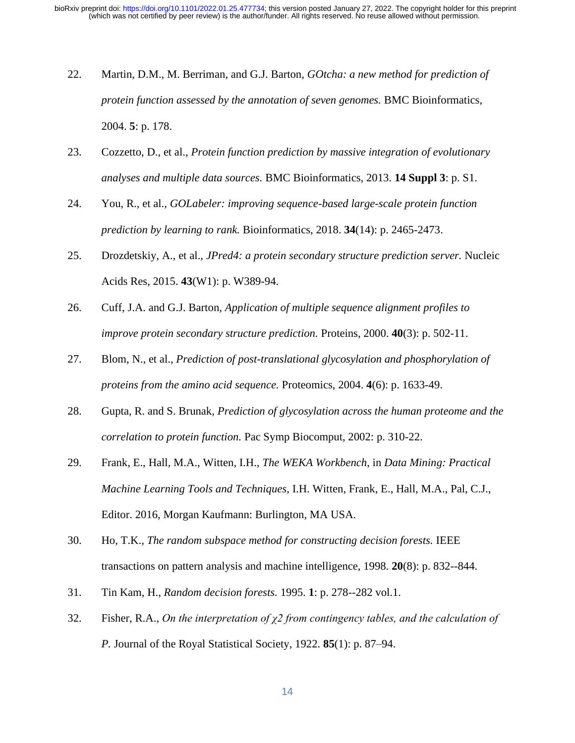22. Martin, D.M., M. Berriman, and G.J. Barton, *GOtcha: a new method for prediction of protein function assessed by the annotation of seven genomes.* BMC Bioinformatics, 2004. **5**: p. 178.

23. Cozzetto, D., et al., *Protein function prediction by massive integration of evolutionary analyses and multiple data sources.* BMC Bioinformatics, 2013. **14 Suppl 3**: p. S1.

24. You, R., et al., *GOLabeler: improving sequence-based large-scale protein function prediction by learning to rank.* Bioinformatics, 2018. **34**(14): p. 2465-2473.

25. Drozdetskiy, A., et al., *JPred4: a protein secondary structure prediction server.* Nucleic Acids Res, 2015. **43**(W1): p. W389-94.

26. Cuff, J.A. and G.J. Barton, *Application of multiple sequence alignment profiles to improve protein secondary structure prediction.* Proteins, 2000. **40**(3): p. 502-11.

27. Blom, N., et al., *Prediction of post-translational glycosylation and phosphorylation of proteins from the amino acid sequence.* Proteomics, 2004. **4**(6): p. 1633-49.

28. Gupta, R. and S. Brunak, *Prediction of glycosylation across the human proteome and the correlation to protein function.* Pac Symp Biocomput, 2002: p. 310-22.

29. Frank, E., Hall, M.A., Witten, I.H., *The WEKA Workbench*, in *Data Mining: Practical Machine Learning Tools and Techniques*, I.H. Witten, Frank, E., Hall, M.A., Pal, C.J., Editor. 2016, Morgan Kaufmann: Burlington, MA USA.

30. Ho, T.K., *The random subspace method for constructing decision forests.* IEEE transactions on pattern analysis and machine intelligence, 1998. **20**(8): p. 832--844.

31. Tin Kam, H., *Random decision forests.* 1995. **1**: p. 278--282 vol.1.

32. Fisher, R.A., *On the interpretation of $\chi 2$ from contingency tables, and the calculation of P.* Journal of the Royal Statistical Society, 1922. **85**(1): p. 87–94.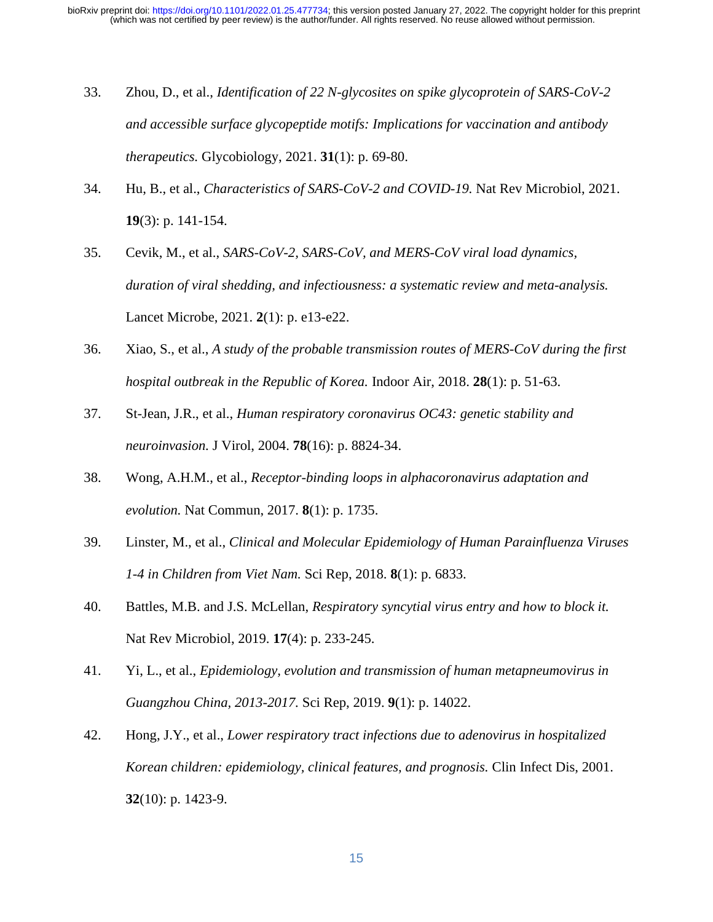33. Zhou, D., et al., *Identification of 22 N-glycosites on spike glycoprotein of SARS-CoV-2 and accessible surface glycopeptide motifs: Implications for vaccination and antibody therapeutics.* Glycobiology, 2021. **31**(1): p. 69-80.

34. Hu, B., et al., *Characteristics of SARS-CoV-2 and COVID-19.* Nat Rev Microbiol, 2021. **19**(3): p. 141-154.

35. Cevik, M., et al., *SARS-CoV-2, SARS-CoV, and MERS-CoV viral load dynamics, duration of viral shedding, and infectiousness: a systematic review and meta-analysis.* Lancet Microbe, 2021. **2**(1): p. e13-e22.

36. Xiao, S., et al., *A study of the probable transmission routes of MERS-CoV during the first hospital outbreak in the Republic of Korea.* Indoor Air, 2018. **28**(1): p. 51-63.

37. St-Jean, J.R., et al., *Human respiratory coronavirus OC43: genetic stability and neuroinvasion.* J Virol, 2004. **78**(16): p. 8824-34.

38. Wong, A.H.M., et al., *Receptor-binding loops in alphacoronavirus adaptation and evolution.* Nat Commun, 2017. **8**(1): p. 1735.

39. Linster, M., et al., *Clinical and Molecular Epidemiology of Human Parainfluenza Viruses 1-4 in Children from Viet Nam.* Sci Rep, 2018. **8**(1): p. 6833.

40. Battles, M.B. and J.S. McLellan, *Respiratory syncytial virus entry and how to block it.* Nat Rev Microbiol, 2019. **17**(4): p. 233-245.

41. Yi, L., et al., *Epidemiology, evolution and transmission of human metapneumovirus in Guangzhou China, 2013-2017.* Sci Rep, 2019. **9**(1): p. 14022.

42. Hong, J.Y., et al., *Lower respiratory tract infections due to adenovirus in hospitalized Korean children: epidemiology, clinical features, and prognosis.* Clin Infect Dis, 2001. **32**(10): p. 1423-9.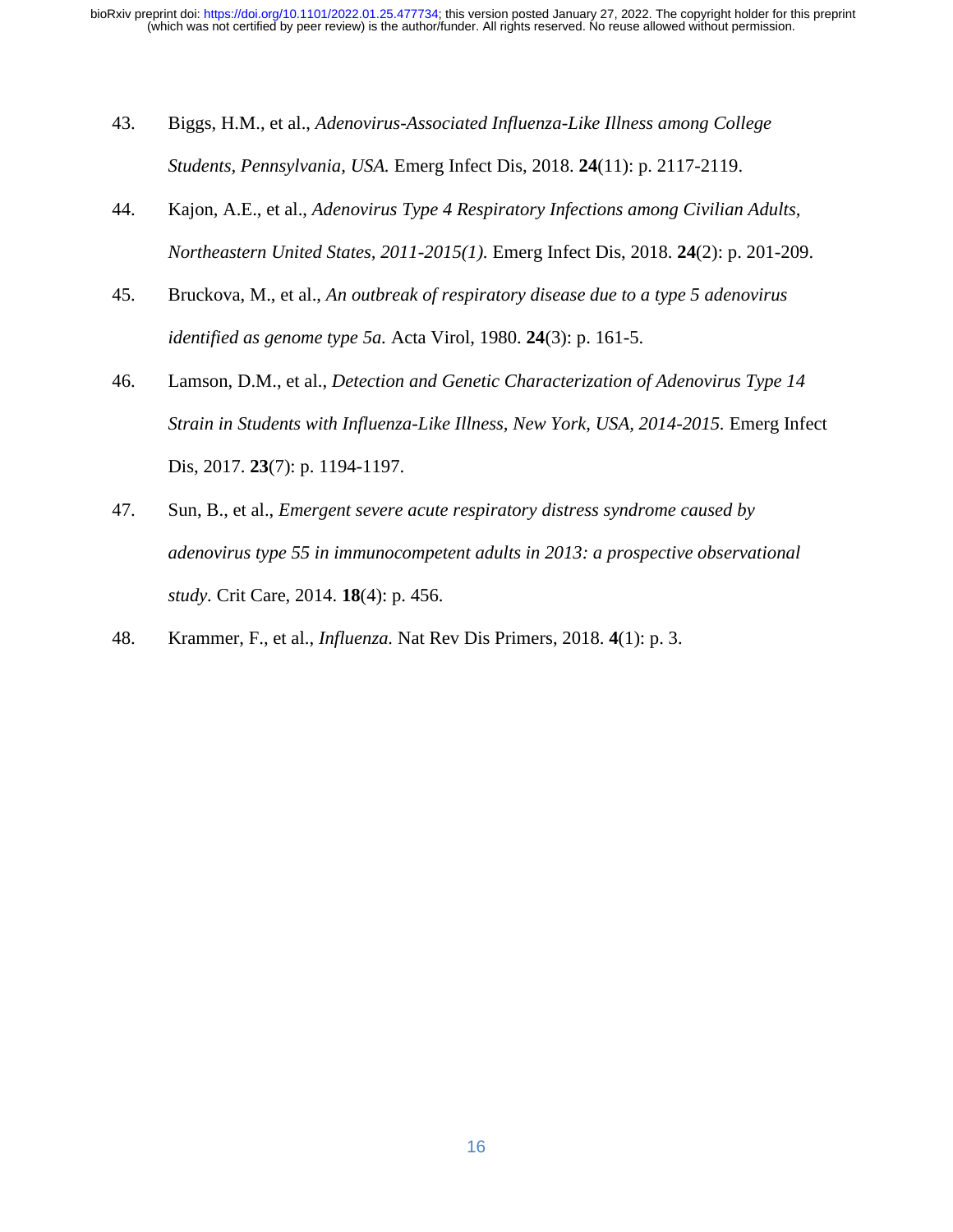43. Biggs, H.M., et al., *Adenovirus-Associated Influenza-Like Illness among College Students, Pennsylvania, USA.* Emerg Infect Dis, 2018. **24**(11): p. 2117-2119.

44. Kajon, A.E., et al., *Adenovirus Type 4 Respiratory Infections among Civilian Adults, Northeastern United States, 2011-2015(1).* Emerg Infect Dis, 2018. **24**(2): p. 201-209.

45. Bruckova, M., et al., *An outbreak of respiratory disease due to a type 5 adenovirus identified as genome type 5a.* Acta Virol, 1980. **24**(3): p. 161-5.

46. Lamson, D.M., et al., *Detection and Genetic Characterization of Adenovirus Type 14 Strain in Students with Influenza-Like Illness, New York, USA, 2014-2015.* Emerg Infect Dis, 2017. **23**(7): p. 1194-1197.

47. Sun, B., et al., *Emergent severe acute respiratory distress syndrome caused by adenovirus type 55 in immunocompetent adults in 2013: a prospective observational study.* Crit Care, 2014. **18**(4): p. 456.

48. Krammer, F., et al., *Influenza.* Nat Rev Dis Primers, 2018. **4**(1): p. 3.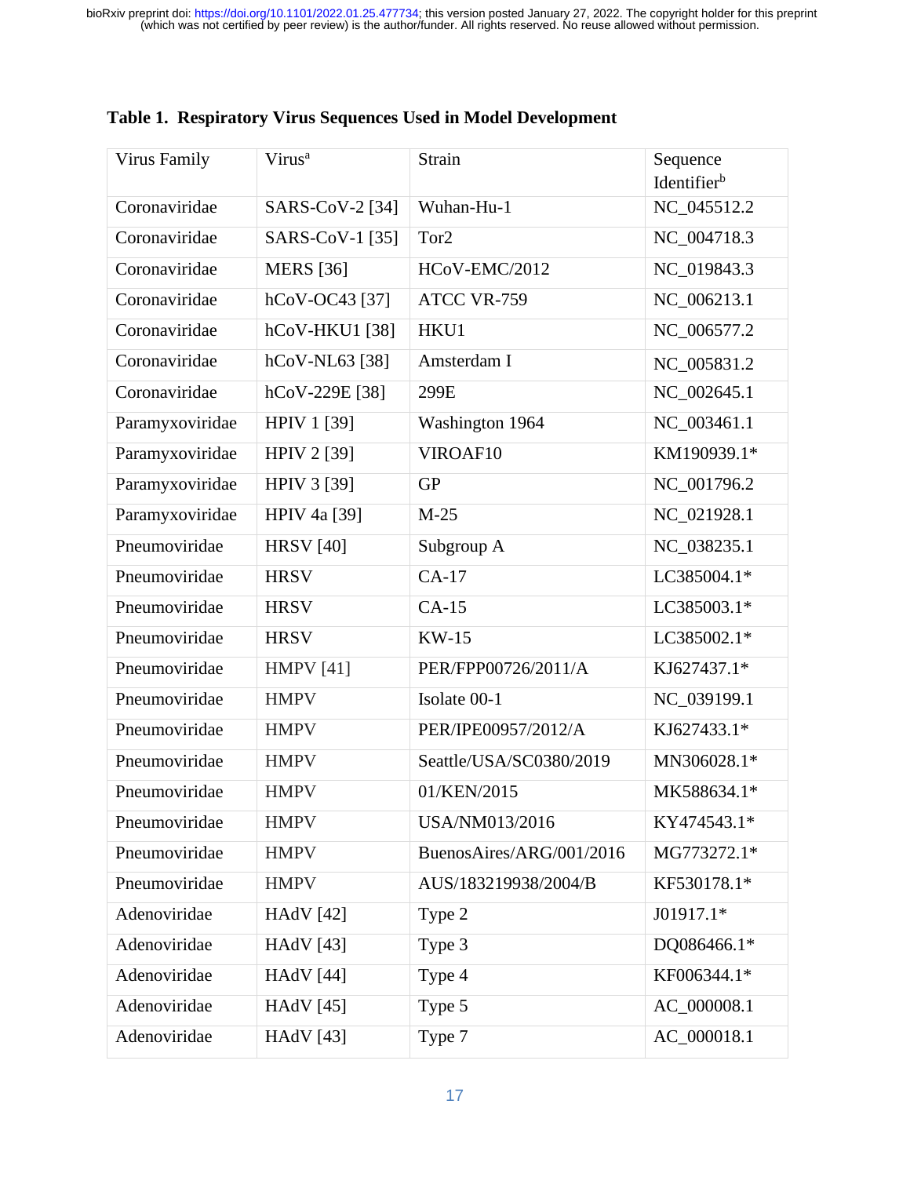**Table 1. Respiratory Virus Sequences Used in Model Development**

| Virus Family | Virus[a] | Strain | Sequence Identifier[b] |
|---|---|---|---|
| Coronaviridae | SARS-CoV-2 [34] | Wuhan-Hu-1 | NC_045512.2 |
| Coronaviridae | SARS-CoV-1 [35] | Tor2 | NC_004718.3 |
| Coronaviridae | MERS [36] | HCoV-EMC/2012 | NC_019843.3 |
| Coronaviridae | hCoV-OC43 [37] | ATCC VR-759 | NC_006213.1 |
| Coronaviridae | hCoV-HKU1 [38] | HKU1 | NC_006577.2 |
| Coronaviridae | hCoV-NL63 [38] | Amsterdam I | NC_005831.2 |
| Coronaviridae | hCoV-229E [38] | 299E | NC_002645.1 |
| Paramyxoviridae | HPIV 1 [39] | Washington 1964 | NC_003461.1 |
| Paramyxoviridae | HPIV 2 [39] | VIROAF10 | KM190939.1* |
| Paramyxoviridae | HPIV 3 [39] | GP | NC_001796.2 |
| Paramyxoviridae | HPIV 4a [39] | M-25 | NC_021928.1 |
| Pneumoviridae | HRSV [40] | Subgroup A | NC_038235.1 |
| Pneumoviridae | HRSV | CA-17 | LC385004.1* |
| Pneumoviridae | HRSV | CA-15 | LC385003.1* |
| Pneumoviridae | HRSV | KW-15 | LC385002.1* |
| Pneumoviridae | HMPV [41] | PER/FPP00726/2011/A | KJ627437.1* |
| Pneumoviridae | HMPV | Isolate 00-1 | NC_039199.1 |
| Pneumoviridae | HMPV | PER/IPE00957/2012/A | KJ627433.1* |
| Pneumoviridae | HMPV | Seattle/USA/SC0380/2019 | MN306028.1* |
| Pneumoviridae | HMPV | 01/KEN/2015 | MK588634.1* |
| Pneumoviridae | HMPV | USA/NM013/2016 | KY474543.1* |
| Pneumoviridae | HMPV | BuenosAires/ARG/001/2016 | MG773272.1* |
| Pneumoviridae | HMPV | AUS/183219938/2004/B | KF530178.1* |
| Adenoviridae | HAdV [42] | Type 2 | J01917.1* |
| Adenoviridae | HAdV [43] | Type 3 | DQ086466.1* |
| Adenoviridae | HAdV [44] | Type 4 | KF006344.1* |
| Adenoviridae | HAdV [45] | Type 5 | AC_000008.1 |
| Adenoviridae | HAdV [43] | Type 7 | AC_000018.1 |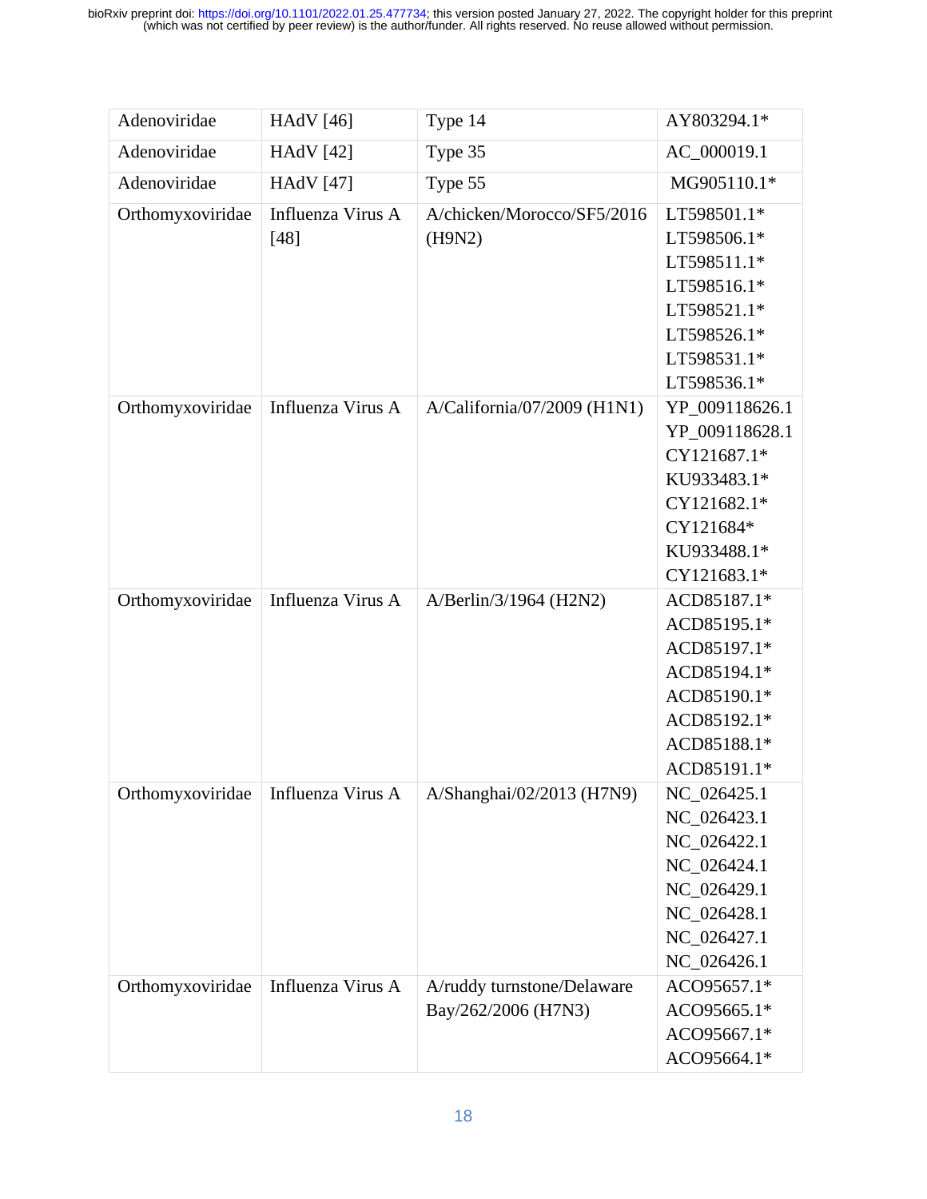| Adenoviridae | HAdV [46] | Type 14 | AY803294.1* |
|---|---|---|---|
| Adenoviridae | HAdV [42] | Type 35 | AC_000019.1 |
| Adenoviridae | HAdV [47] | Type 55 | MG905110.1* |
| Orthomyxoviridae | Influenza Virus A [48] | A/chicken/Morocco/SF5/2016 (H9N2) | LT598501.1*<br>LT598506.1*<br>LT598511.1*<br>LT598516.1*<br>LT598521.1*<br>LT598526.1*<br>LT598531.1*<br>LT598536.1* |
| Orthomyxoviridae | Influenza Virus A | A/California/07/2009 (H1N1) | YP_009118626.1<br>YP_009118628.1<br>CY121687.1*<br>KU933483.1*<br>CY121682.1*<br>CY121684*<br>KU933488.1*<br>CY121683.1* |
| Orthomyxoviridae | Influenza Virus A | A/Berlin/3/1964 (H2N2) | ACD85187.1*<br>ACD85195.1*<br>ACD85197.1*<br>ACD85194.1*<br>ACD85190.1*<br>ACD85192.1*<br>ACD85188.1*<br>ACD85191.1* |
| Orthomyxoviridae | Influenza Virus A | A/Shanghai/02/2013 (H7N9) | NC_026425.1<br>NC_026423.1<br>NC_026422.1<br>NC_026424.1<br>NC_026429.1<br>NC_026428.1<br>NC_026427.1<br>NC_026426.1 |
| Orthomyxoviridae | Influenza Virus A | A/ruddy turnstone/Delaware Bay/262/2006 (H7N3) | ACO95657.1*<br>ACO95665.1*<br>ACO95667.1*<br>ACO95664.1* |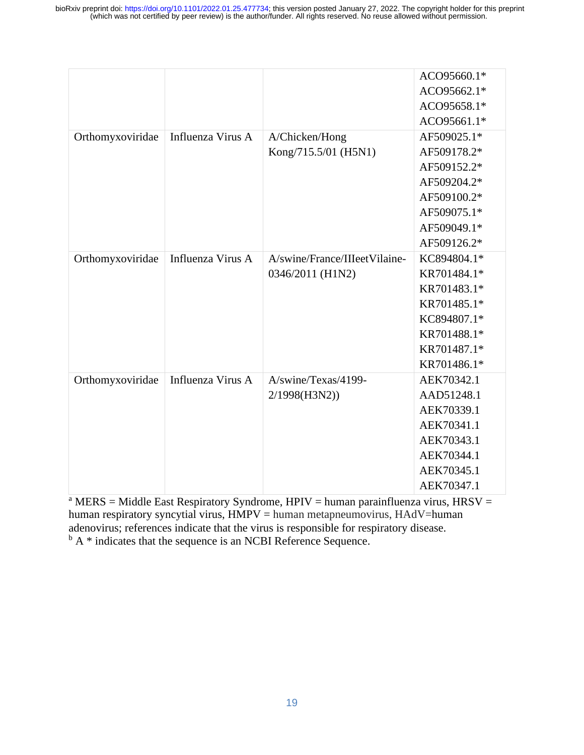| | | | |
|---|---|---|---|
| | | | ACO95660.1* ACO95662.1* ACO95658.1* ACO95661.1* |
| Orthomyxoviridae | Influenza Virus A | A/Chicken/Hong Kong/715.5/01 (H5N1) | AF509025.1* AF509178.2* AF509152.2* AF509204.2* AF509100.2* AF509075.1* AF509049.1* AF509126.2* |
| Orthomyxoviridae | Influenza Virus A | A/swine/France/IIIeetVilaine-0346/2011 (H1N2) | KC894804.1* KR701484.1* KR701483.1* KR701485.1* KC894807.1* KR701488.1* KR701487.1* KR701486.1* |
| Orthomyxoviridae | Influenza Virus A | A/swine/Texas/4199-2/1998(H3N2)) | AEK70342.1 AAD51248.1 AEK70339.1 AEK70341.1 AEK70343.1 AEK70344.1 AEK70345.1 AEK70347.1 |

[a] MERS = Middle East Respiratory Syndrome, HPIV = human parainfluenza virus, HRSV = human respiratory syncytial virus, HMPV = human metapneumovirus, HAdV=human adenovirus; references indicate that the virus is responsible for respiratory disease.
[b] A * indicates that the sequence is an NCBI Reference Sequence.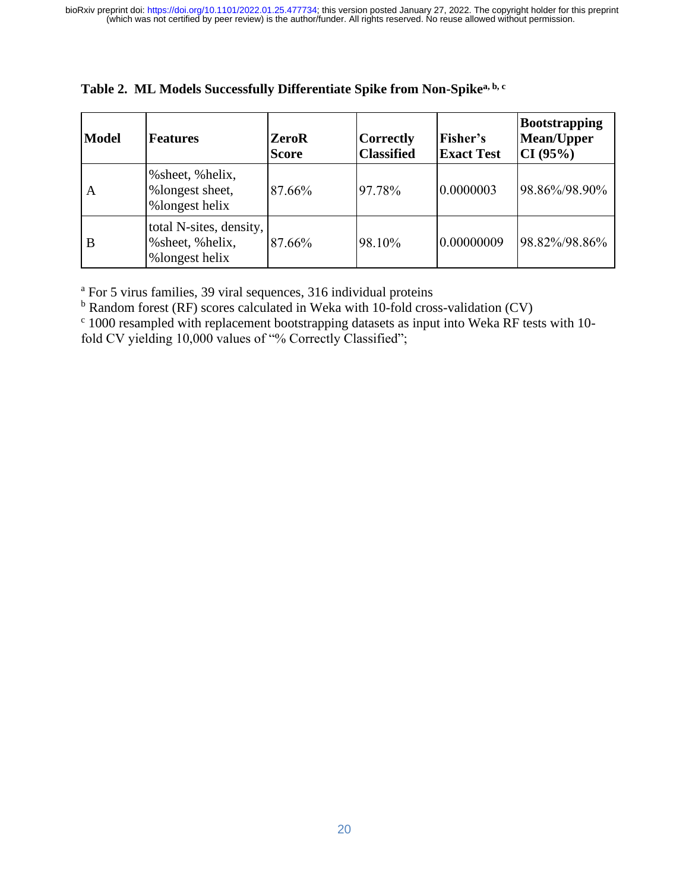**Table 2. ML Models Successfully Differentiate Spike from Non-Spike[a, b, c]**

| Model | Features | ZeroR Score | Correctly Classified | Fisher's Exact Test | Bootstrapping Mean/Upper CI (95%) |
|---|---|---|---|---|---|
| A | %sheet, %helix, %longest sheet, %longest helix | 87.66% | 97.78% | 0.0000003 | 98.86%/98.90% |
| B | total N-sites, density, %sheet, %helix, %longest helix | 87.66% | 98.10% | 0.00000009 | 98.82%/98.86% |

[a] For 5 virus families, 39 viral sequences, 316 individual proteins

[b] Random forest (RF) scores calculated in Weka with 10-fold cross-validation (CV)

[c] 1000 resampled with replacement bootstrapping datasets as input into Weka RF tests with 10-fold CV yielding 10,000 values of "% Correctly Classified";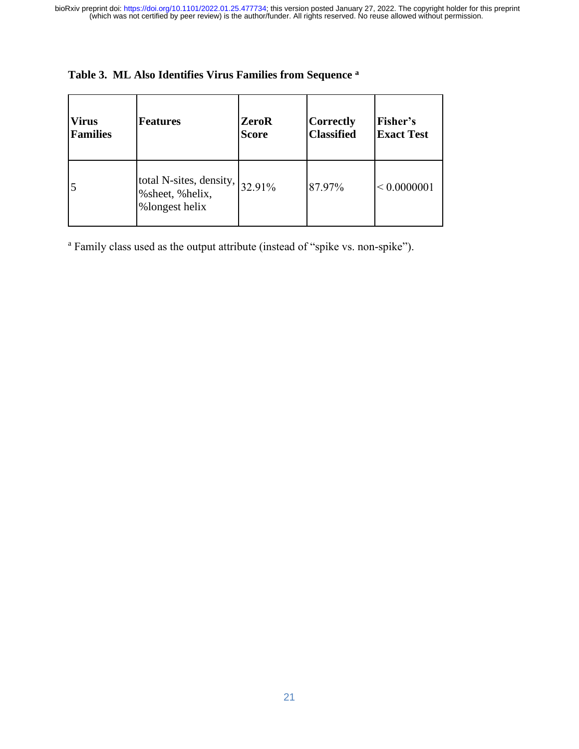**Table 3. ML Also Identifies Virus Families from Sequence [a]**

| Virus Families | Features | ZeroR Score | Correctly Classified | Fisher's Exact Test |
|---|---|---|---|---|
| 5 | total N-sites, density, %sheet, %helix, %longest helix | 32.91% | 87.97% | < 0.0000001 |

[a] Family class used as the output attribute (instead of "spike vs. non-spike").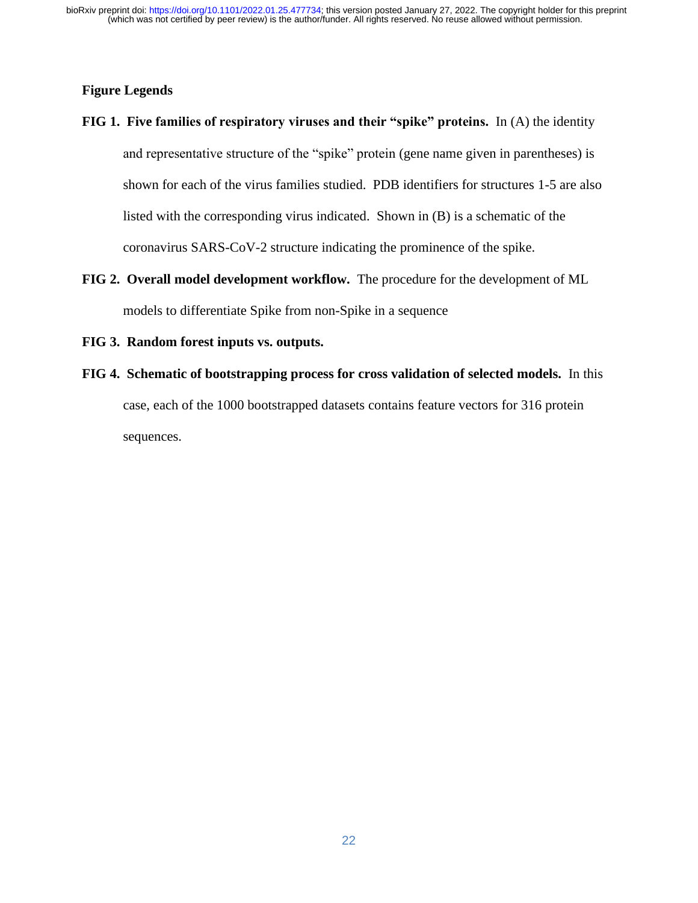## Figure Legends

**FIG 1. Five families of respiratory viruses and their "spike" proteins.** In (A) the identity and representative structure of the "spike" protein (gene name given in parentheses) is shown for each of the virus families studied. PDB identifiers for structures 1-5 are also listed with the corresponding virus indicated. Shown in (B) is a schematic of the coronavirus SARS-CoV-2 structure indicating the prominence of the spike.

**FIG 2. Overall model development workflow.** The procedure for the development of ML models to differentiate Spike from non-Spike in a sequence

**FIG 3. Random forest inputs vs. outputs.**

**FIG 4. Schematic of bootstrapping process for cross validation of selected models.** In this case, each of the 1000 bootstrapped datasets contains feature vectors for 316 protein sequences.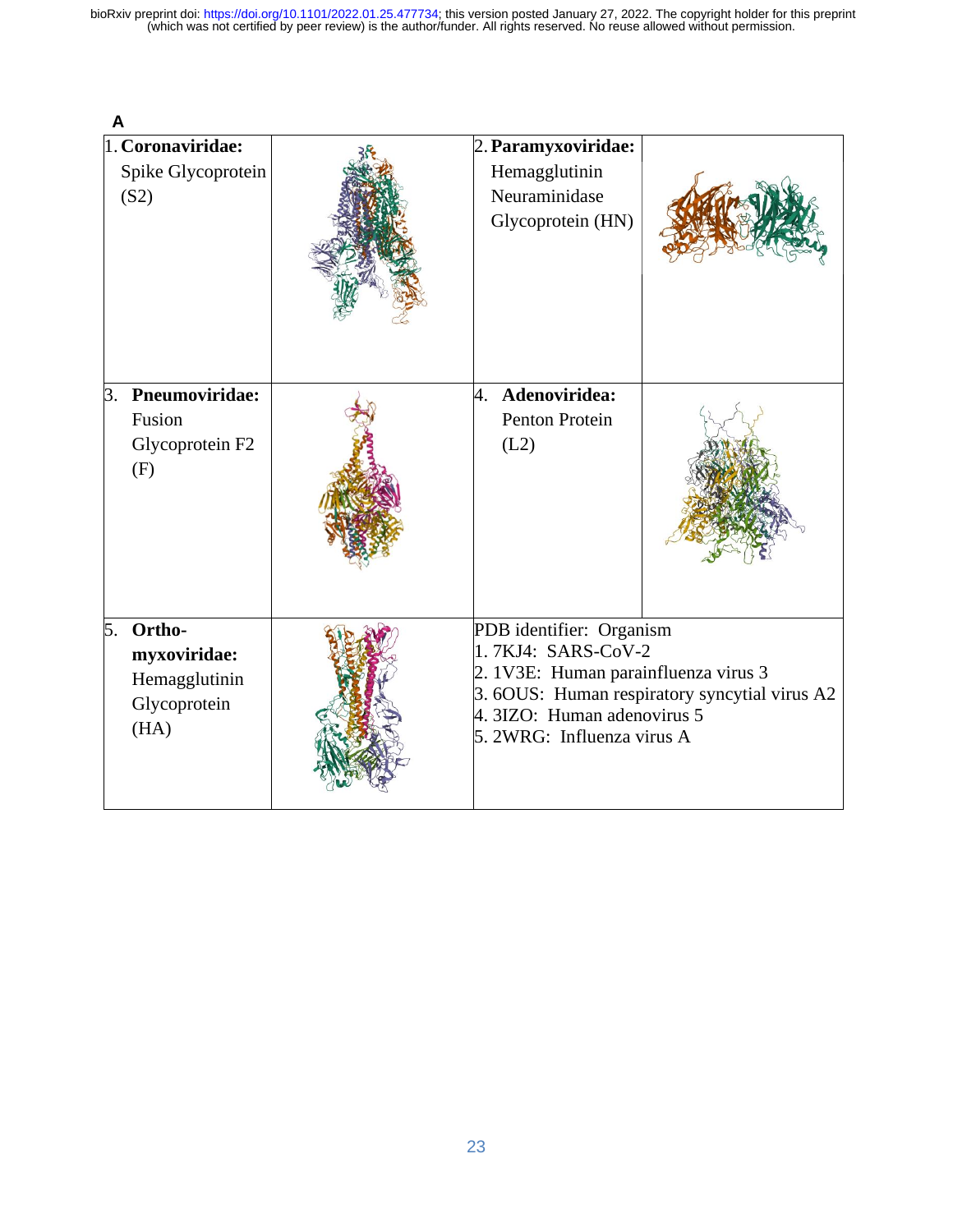**A**

| | | | |
|---|---|---|---|
| 1. **Coronaviridae:** Spike Glycoprotein (S2) | | 2. **Paramyxoviridae:** Hemagglutinin Neuraminidase Glycoprotein (HN) | |
| 3. **Pneumoviridae:** Fusion Glycoprotein F2 (F) | | 4. **Adenoviridea:** Penton Protein (L2) | |
| 5. **Ortho-myxoviridae:** Hemagglutinin Glycoprotein (HA) | | PDB identifier: Organism<br>1. 7KJ4: SARS-CoV-2<br>2. 1V3E: Human parainfluenza virus 3<br>3. 6OUS: Human respiratory syncytial virus A2<br>4. 3IZO: Human adenovirus 5<br>5. 2WRG: Influenza virus A | |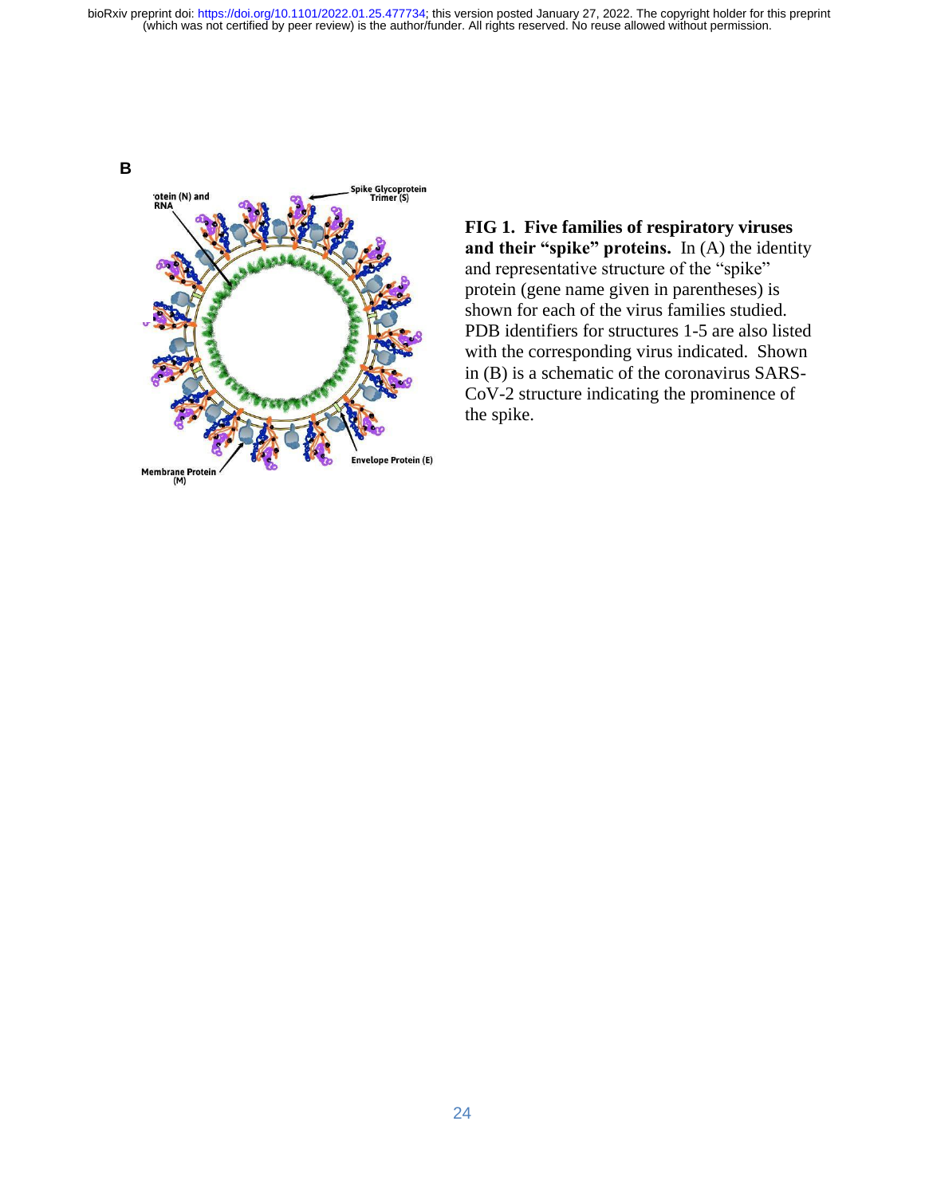B

**FIG 1. Five families of respiratory viruses and their "spike" proteins.** In (A) the identity and representative structure of the "spike" protein (gene name given in parentheses) is shown for each of the virus families studied. PDB identifiers for structures 1-5 are also listed with the corresponding virus indicated. Shown in (B) is a schematic of the coronavirus SARS-CoV-2 structure indicating the prominence of the spike.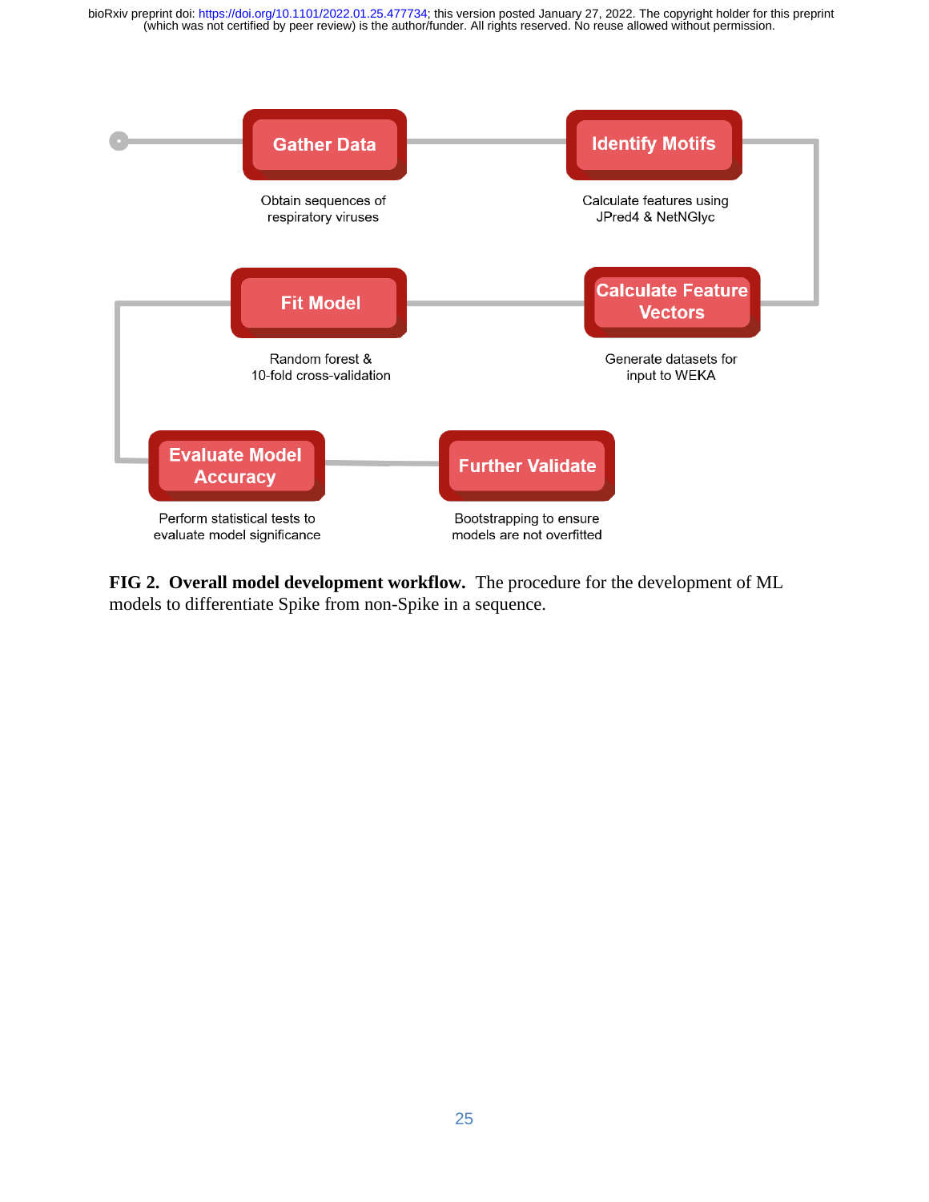Gather Data

Obtain sequences of respiratory viruses

Identify Motifs

Calculate features using JPred4 & NetNGlyc

Calculate Feature Vectors

Generate datasets for input to WEKA

Fit Model

Random forest & 10-fold cross-validation

Evaluate Model Accuracy

Perform statistical tests to evaluate model significance

Further Validate

Bootstrapping to ensure models are not overfitted

**FIG 2. Overall model development workflow.** The procedure for the development of ML models to differentiate Spike from non-Spike in a sequence.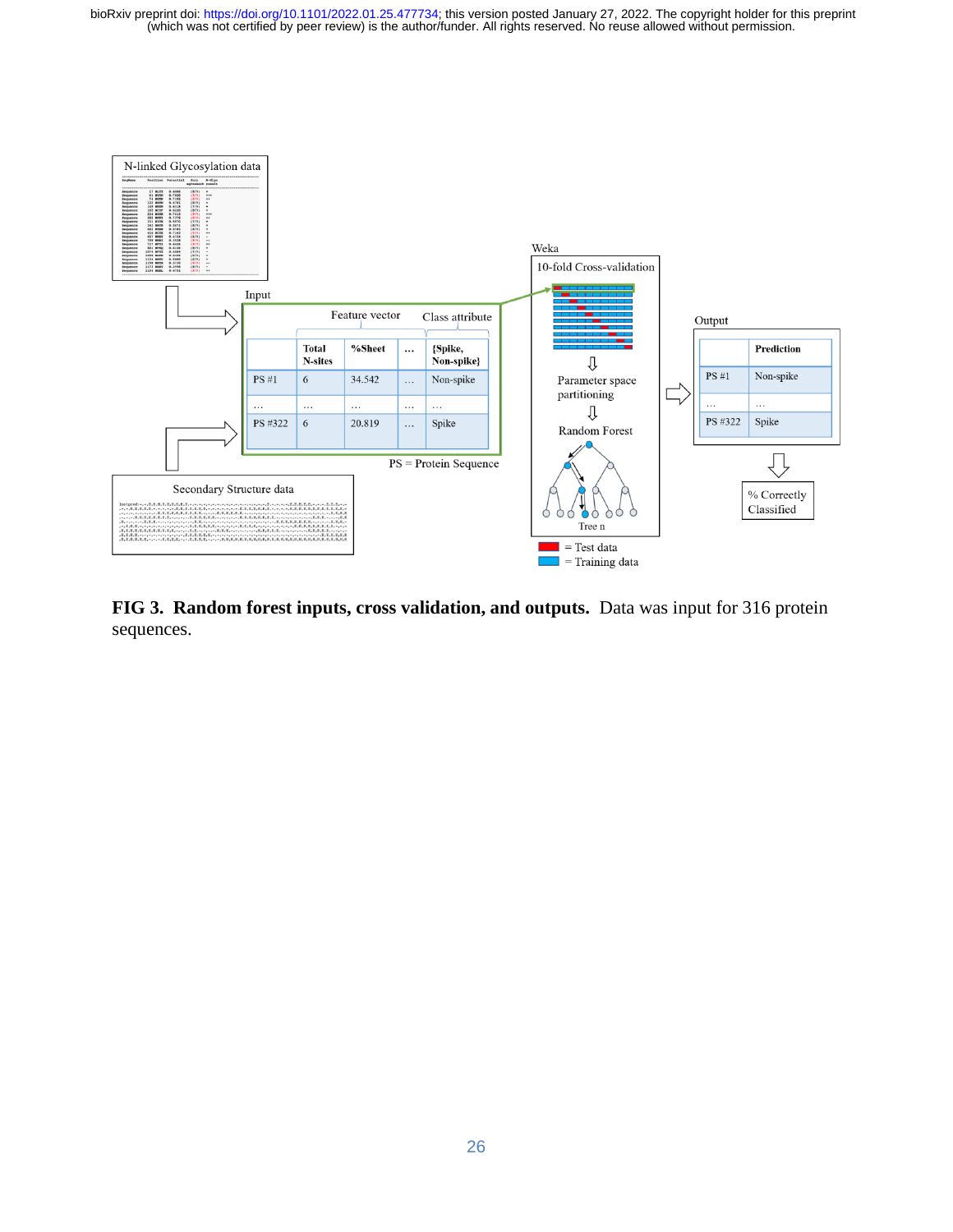**FIG 3. Random forest inputs, cross validation, and outputs.** Data was input for 316 protein sequences.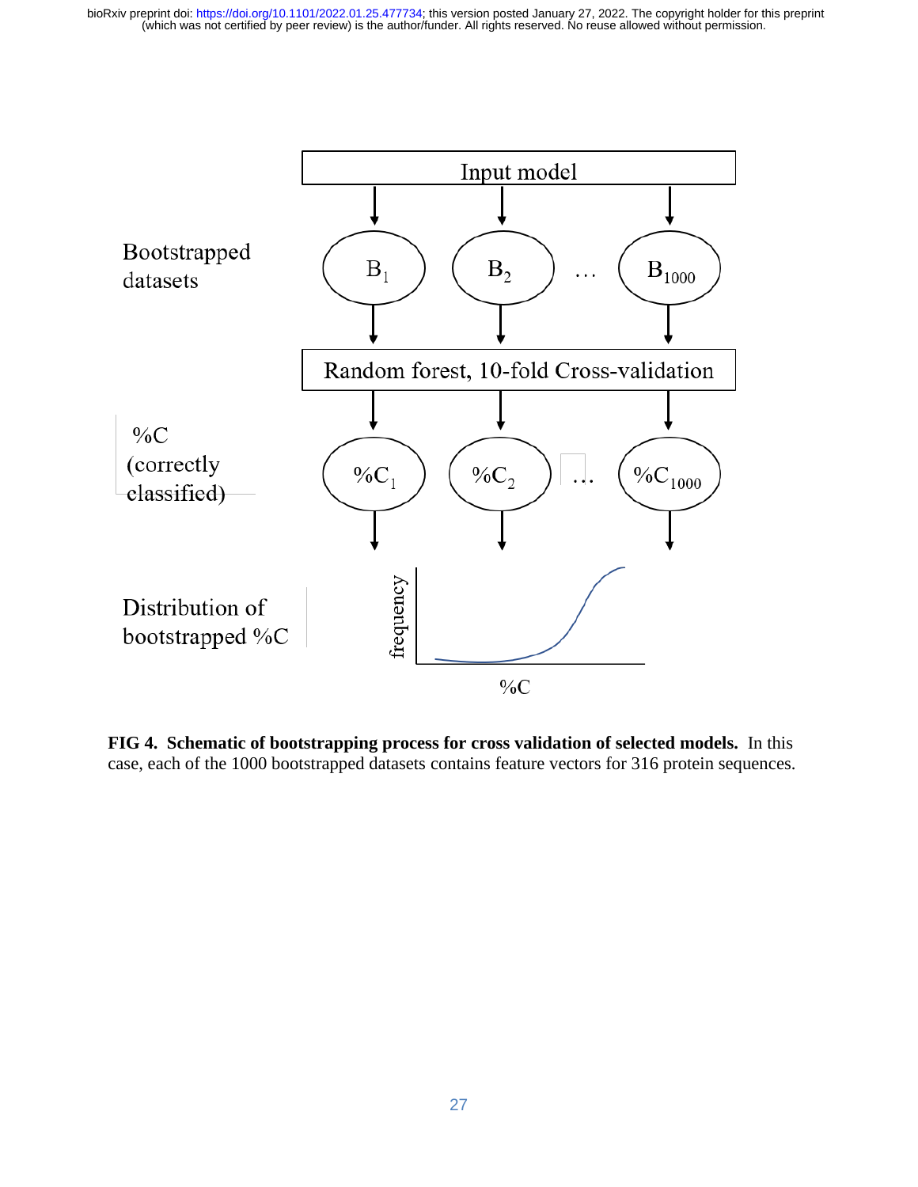Input model

Bootstrapped datasets: $B_1$, $B_2$, …, $B_{1000}$

Random forest, 10-fold Cross-validation

%C (correctly classified): $\%C_1$, $\%C_2$, …, $\%C_{1000}$

Distribution of bootstrapped %C

frequency

%C

**FIG 4. Schematic of bootstrapping process for cross validation of selected models.** In this case, each of the 1000 bootstrapped datasets contains feature vectors for 316 protein sequences.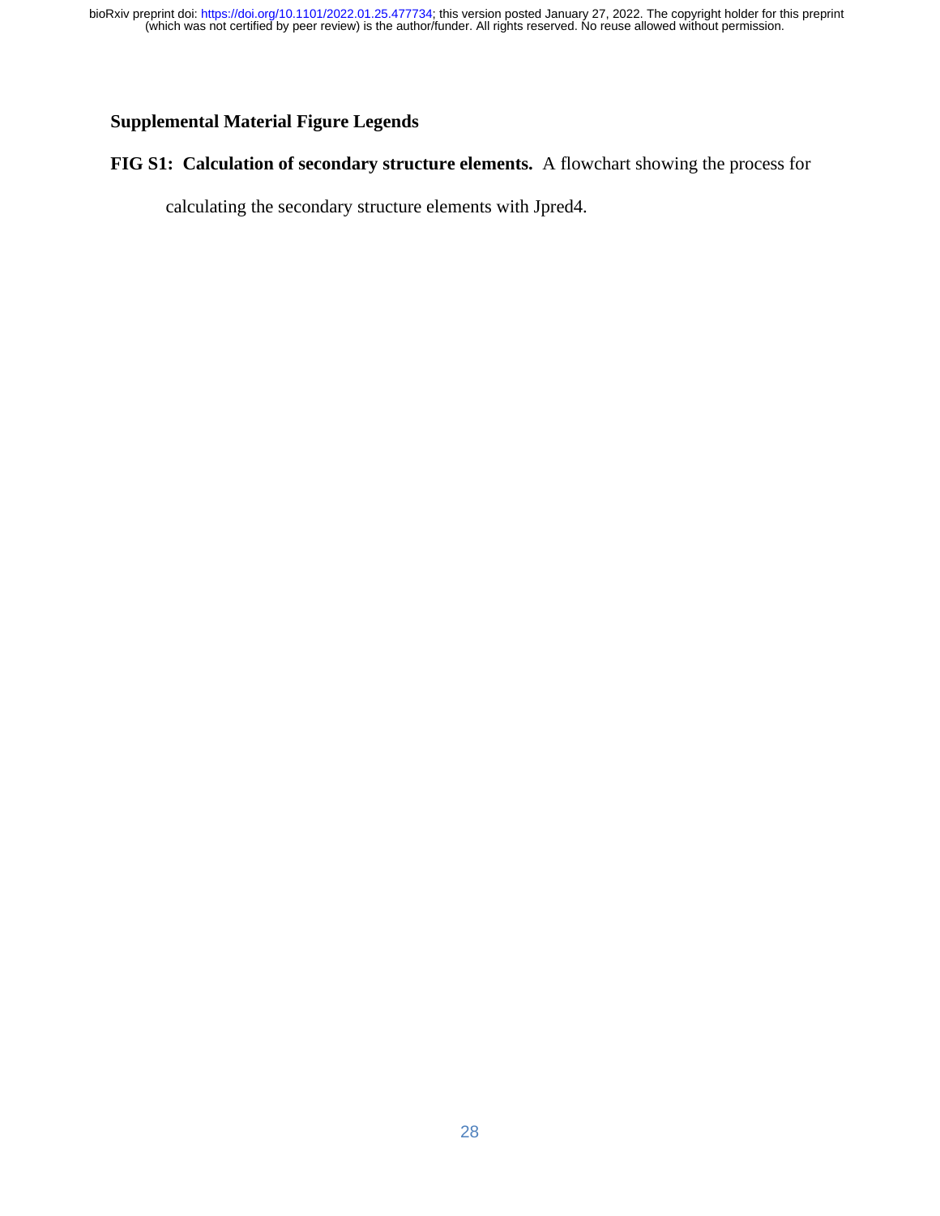## Supplemental Material Figure Legends

**FIG S1: Calculation of secondary structure elements.** A flowchart showing the process for calculating the secondary structure elements with Jpred4.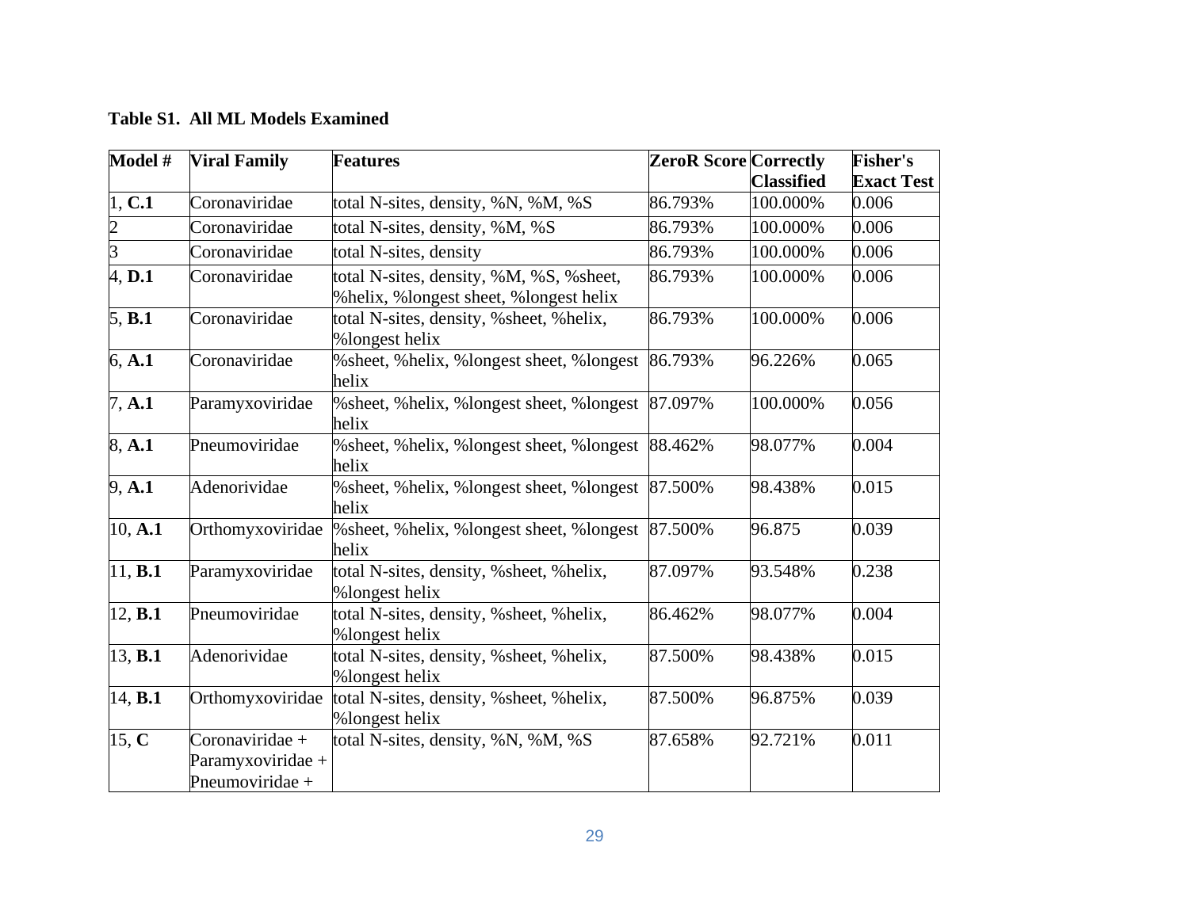**Table S1. All ML Models Examined**

| Model # | Viral Family | Features | ZeroR Score | Correctly Classified | Fisher's Exact Test |
|---|---|---|---|---|---|
| 1, **C.1** | Coronaviridae | total N-sites, density, %N, %M, %S | 86.793% | 100.000% | 0.006 |
| 2 | Coronaviridae | total N-sites, density, %M, %S | 86.793% | 100.000% | 0.006 |
| 3 | Coronaviridae | total N-sites, density | 86.793% | 100.000% | 0.006 |
| 4, **D.1** | Coronaviridae | total N-sites, density, %M, %S, %sheet, %helix, %longest sheet, %longest helix | 86.793% | 100.000% | 0.006 |
| 5, **B.1** | Coronaviridae | total N-sites, density, %sheet, %helix, %longest helix | 86.793% | 100.000% | 0.006 |
| 6, **A.1** | Coronaviridae | %sheet, %helix, %longest sheet, %longest helix | 86.793% | 96.226% | 0.065 |
| 7, **A.1** | Paramyxoviridae | %sheet, %helix, %longest sheet, %longest helix | 87.097% | 100.000% | 0.056 |
| 8, **A.1** | Pneumoviridae | %sheet, %helix, %longest sheet, %longest helix | 88.462% | 98.077% | 0.004 |
| 9, **A.1** | Adenorividae | %sheet, %helix, %longest sheet, %longest helix | 87.500% | 98.438% | 0.015 |
| 10, **A.1** | Orthomyxoviridae | %sheet, %helix, %longest sheet, %longest helix | 87.500% | 96.875 | 0.039 |
| 11, **B.1** | Paramyxoviridae | total N-sites, density, %sheet, %helix, %longest helix | 87.097% | 93.548% | 0.238 |
| 12, **B.1** | Pneumoviridae | total N-sites, density, %sheet, %helix, %longest helix | 86.462% | 98.077% | 0.004 |
| 13, **B.1** | Adenorividae | total N-sites, density, %sheet, %helix, %longest helix | 87.500% | 98.438% | 0.015 |
| 14, **B.1** | Orthomyxoviridae | total N-sites, density, %sheet, %helix, %longest helix | 87.500% | 96.875% | 0.039 |
| 15, **C** | Coronaviridae + Paramyxoviridae + Pneumoviridae + | total N-sites, density, %N, %M, %S | 87.658% | 92.721% | 0.011 |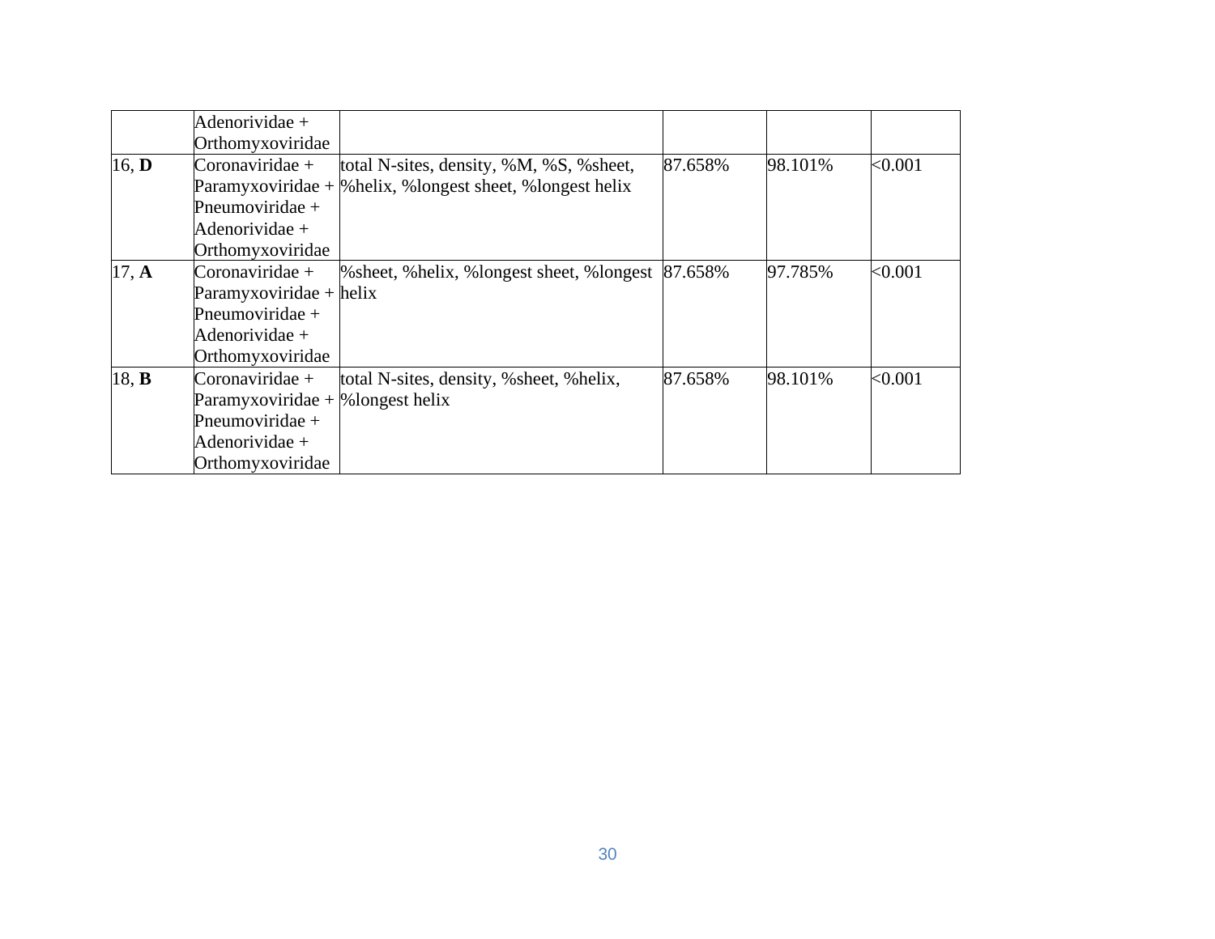| | | | | | |
|---|---|---|---|---|---|
| | Adenorividae + Orthomyxoviridae | | | | |
| 16, **D** | Coronaviridae + Paramyxoviridae + Pneumoviridae + Adenorividae + Orthomyxoviridae | total N-sites, density, %M, %S, %sheet, %helix, %longest sheet, %longest helix | 87.658% | 98.101% | <0.001 |
| 17, **A** | Coronaviridae + Paramyxoviridae + Pneumoviridae + Adenorividae + Orthomyxoviridae | %sheet, %helix, %longest sheet, %longest helix | 87.658% | 97.785% | <0.001 |
| 18, **B** | Coronaviridae + Paramyxoviridae + Pneumoviridae + Adenorividae + Orthomyxoviridae | total N-sites, density, %sheet, %helix, %longest helix | 87.658% | 98.101% | <0.001 |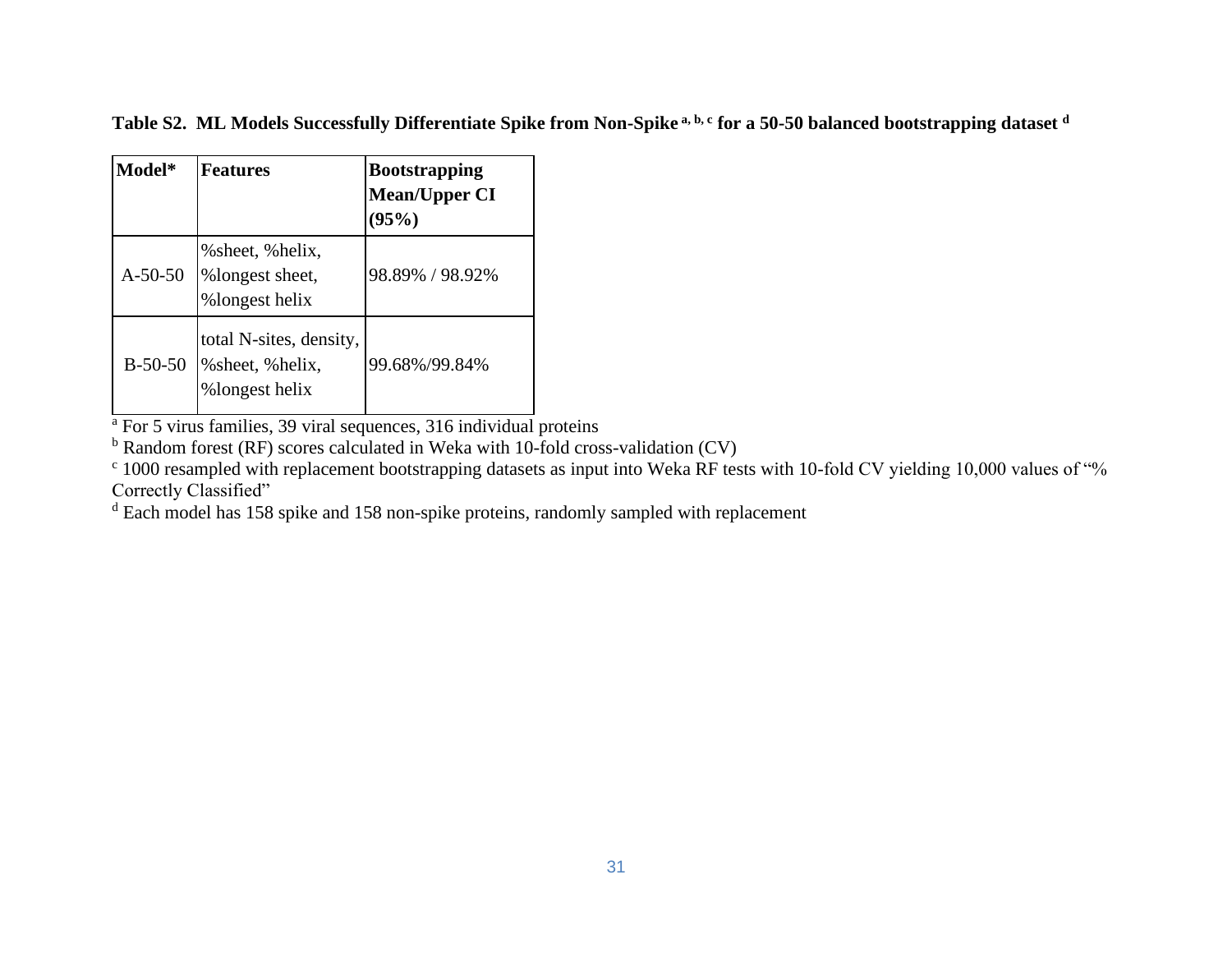**Table S2. ML Models Successfully Differentiate Spike from Non-Spike [a, b, c] for a 50-50 balanced bootstrapping dataset [d]**

| Model* | Features | Bootstrapping Mean/Upper CI (95%) |
|---|---|---|
| A-50-50 | %sheet, %helix, %longest sheet, %longest helix | 98.89% / 98.92% |
| B-50-50 | total N-sites, density, %sheet, %helix, %longest helix | 99.68%/99.84% |

[a] For 5 virus families, 39 viral sequences, 316 individual proteins

[b] Random forest (RF) scores calculated in Weka with 10-fold cross-validation (CV)

[c] 1000 resampled with replacement bootstrapping datasets as input into Weka RF tests with 10-fold CV yielding 10,000 values of "% Correctly Classified"

[d] Each model has 158 spike and 158 non-spike proteins, randomly sampled with replacement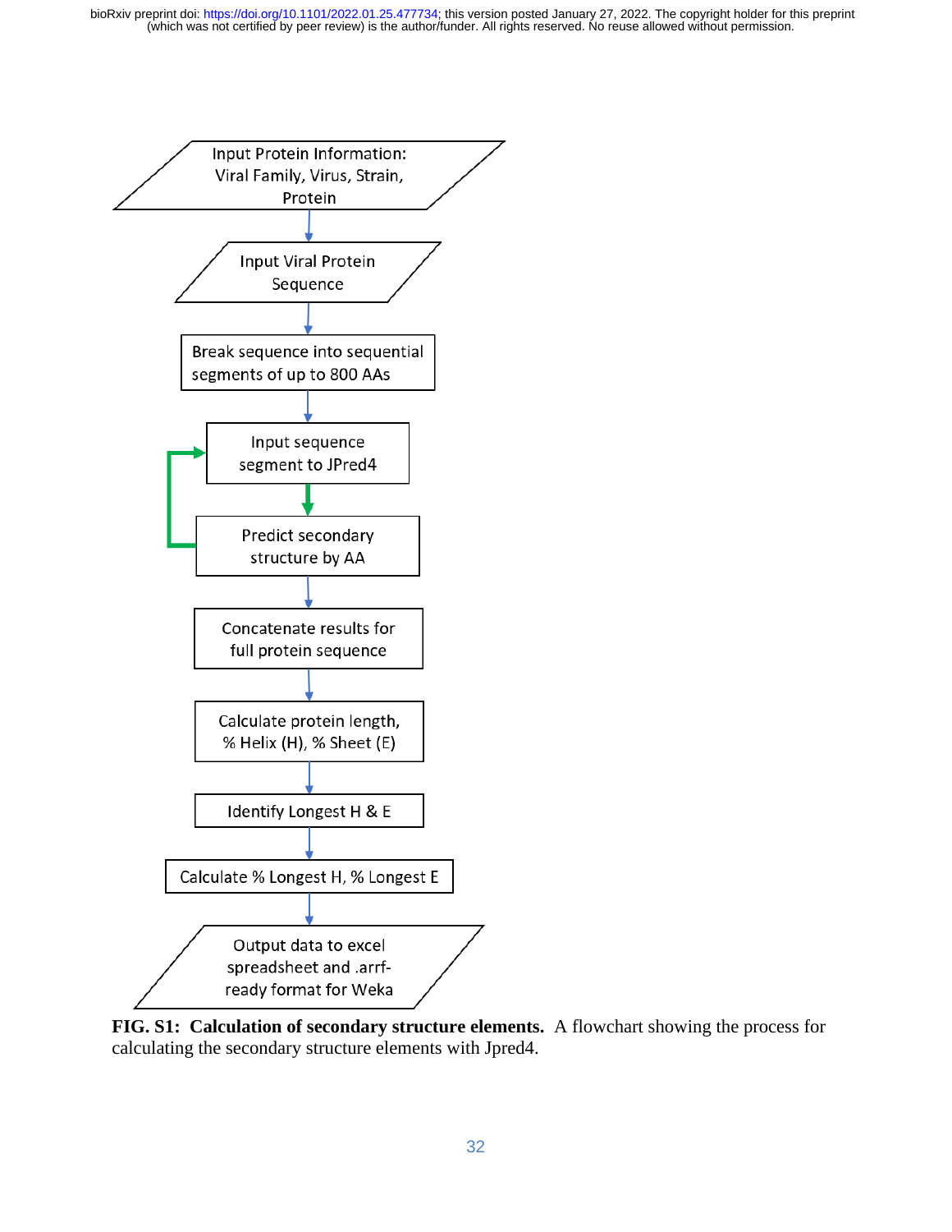Input Protein Information: Viral Family, Virus, Strain, Protein

Input Viral Protein Sequence

Break sequence into sequential segments of up to 800 AAs

Input sequence segment to JPred4

Predict secondary structure by AA

Concatenate results for full protein sequence

Calculate protein length, % Helix (H), % Sheet (E)

Identify Longest H & E

Calculate % Longest H, % Longest E

Output data to excel spreadsheet and .arrf-ready format for Weka

**FIG. S1: Calculation of secondary structure elements.** A flowchart showing the process for calculating the secondary structure elements with Jpred4.